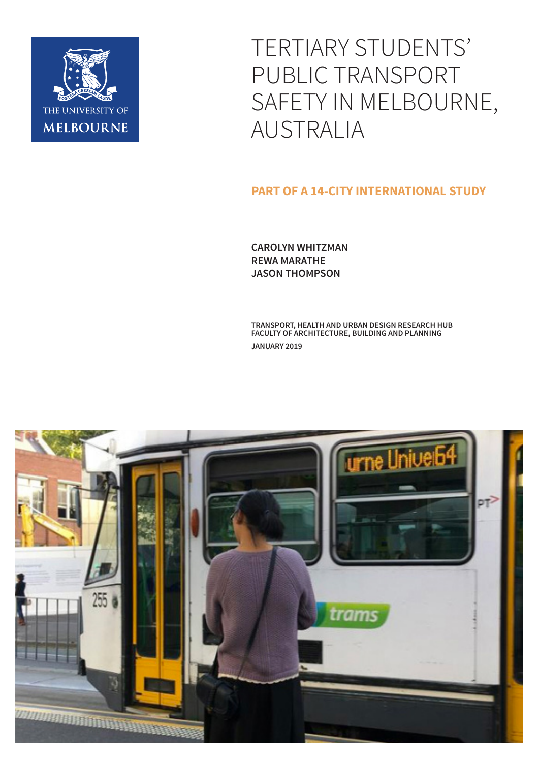# TERTIARY STUDENTS' PUBLIC TRANSPORT SAFETY IN MELBOURNE, AUSTRALIA

## PART OF A 14-CITY INTERNATIONAL STUDY

**CAROLYN WHITZMAN**
**REWA MARATHE**
**JASON THOMPSON**

**TRANSPORT, HEALTH AND URBAN DESIGN RESEARCH HUB**
**FACULTY OF ARCHITECTURE, BUILDING AND PLANNING**

**JANUARY 2019**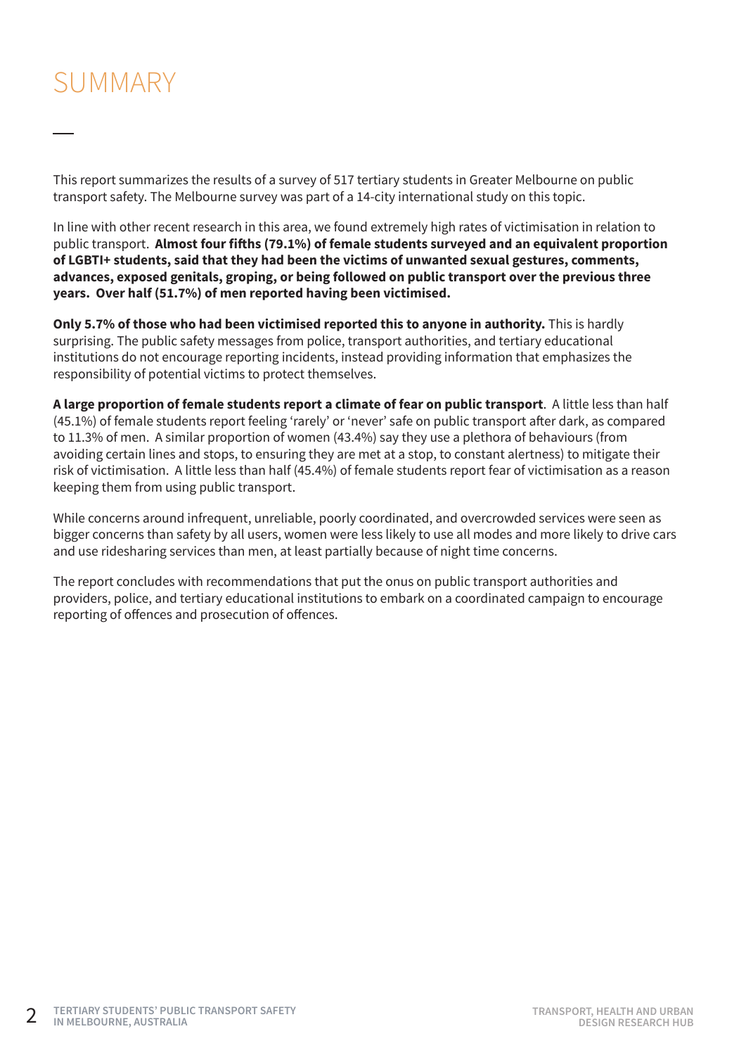# SUMMARY

This report summarizes the results of a survey of 517 tertiary students in Greater Melbourne on public transport safety. The Melbourne survey was part of a 14-city international study on this topic.

In line with other recent research in this area, we found extremely high rates of victimisation in relation to public transport. **Almost four fifths (79.1%) of female students surveyed and an equivalent proportion of LGBTI+ students, said that they had been the victims of unwanted sexual gestures, comments, advances, exposed genitals, groping, or being followed on public transport over the previous three years. Over half (51.7%) of men reported having been victimised.**

**Only 5.7% of those who had been victimised reported this to anyone in authority.** This is hardly surprising. The public safety messages from police, transport authorities, and tertiary educational institutions do not encourage reporting incidents, instead providing information that emphasizes the responsibility of potential victims to protect themselves.

**A large proportion of female students report a climate of fear on public transport**. A little less than half (45.1%) of female students report feeling 'rarely' or 'never' safe on public transport after dark, as compared to 11.3% of men. A similar proportion of women (43.4%) say they use a plethora of behaviours (from avoiding certain lines and stops, to ensuring they are met at a stop, to constant alertness) to mitigate their risk of victimisation. A little less than half (45.4%) of female students report fear of victimisation as a reason keeping them from using public transport.

While concerns around infrequent, unreliable, poorly coordinated, and overcrowded services were seen as bigger concerns than safety by all users, women were less likely to use all modes and more likely to drive cars and use ridesharing services than men, at least partially because of night time concerns.

The report concludes with recommendations that put the onus on public transport authorities and providers, police, and tertiary educational institutions to embark on a coordinated campaign to encourage reporting of offences and prosecution of offences.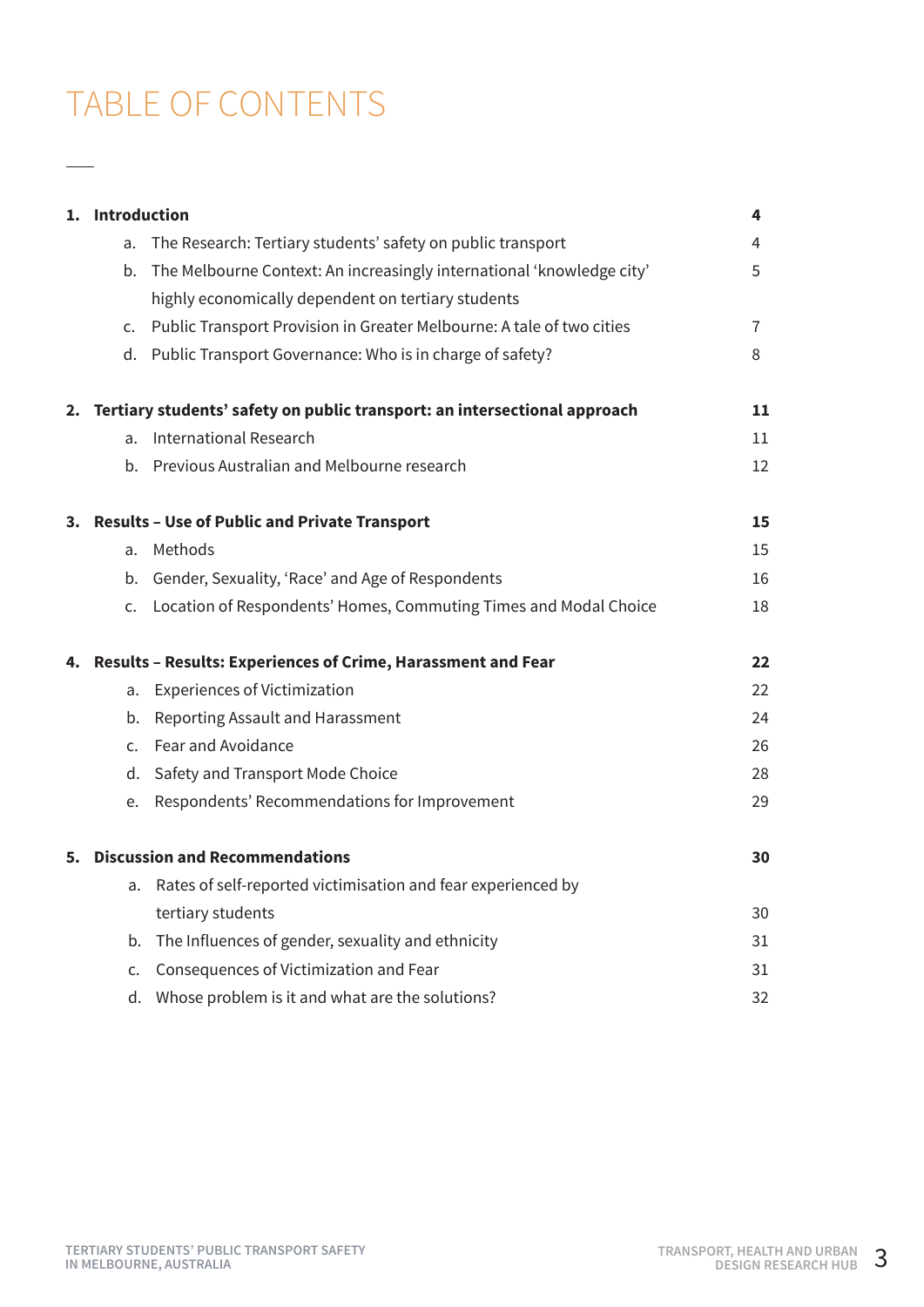# TABLE OF CONTENTS

**1. Introduction** **4**

- a. The Research: Tertiary students' safety on public transport 4
- b. The Melbourne Context: An increasingly international 'knowledge city' highly economically dependent on tertiary students 5
- c. Public Transport Provision in Greater Melbourne: A tale of two cities 7
- d. Public Transport Governance: Who is in charge of safety? 8

**2. Tertiary students' safety on public transport: an intersectional approach** **11**

- a. International Research 11
- b. Previous Australian and Melbourne research 12

**3. Results – Use of Public and Private Transport** **15**

- a. Methods 15
- b. Gender, Sexuality, 'Race' and Age of Respondents 16
- c. Location of Respondents' Homes, Commuting Times and Modal Choice 18

**4. Results – Results: Experiences of Crime, Harassment and Fear** **22**

- a. Experiences of Victimization 22
- b. Reporting Assault and Harassment 24
- c. Fear and Avoidance 26
- d. Safety and Transport Mode Choice 28
- e. Respondents' Recommendations for Improvement 29

**5. Discussion and Recommendations** **30**

- a. Rates of self-reported victimisation and fear experienced by tertiary students 30
- b. The Influences of gender, sexuality and ethnicity 31
- c. Consequences of Victimization and Fear 31
- d. Whose problem is it and what are the solutions? 32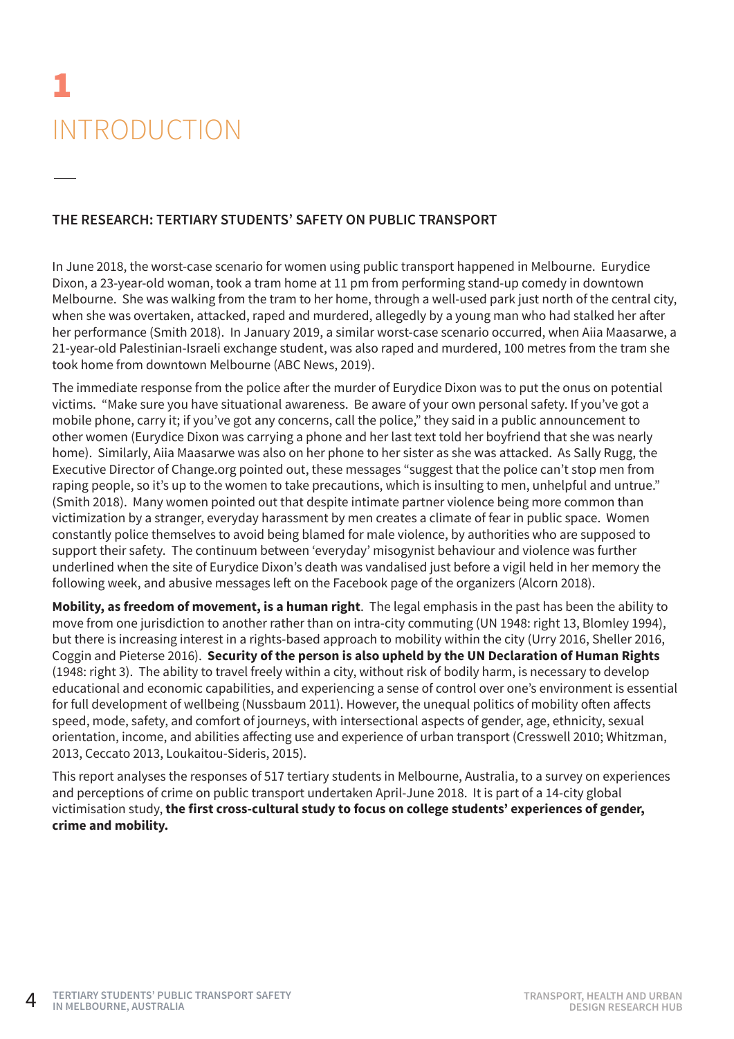# 1 INTRODUCTION

## THE RESEARCH: TERTIARY STUDENTS' SAFETY ON PUBLIC TRANSPORT

In June 2018, the worst-case scenario for women using public transport happened in Melbourne. Eurydice Dixon, a 23-year-old woman, took a tram home at 11 pm from performing stand-up comedy in downtown Melbourne. She was walking from the tram to her home, through a well-used park just north of the central city, when she was overtaken, attacked, raped and murdered, allegedly by a young man who had stalked her after her performance (Smith 2018). In January 2019, a similar worst-case scenario occurred, when Aiia Maasarwe, a 21-year-old Palestinian-Israeli exchange student, was also raped and murdered, 100 metres from the tram she took home from downtown Melbourne (ABC News, 2019).

The immediate response from the police after the murder of Eurydice Dixon was to put the onus on potential victims. "Make sure you have situational awareness. Be aware of your own personal safety. If you've got a mobile phone, carry it; if you've got any concerns, call the police," they said in a public announcement to other women (Eurydice Dixon was carrying a phone and her last text told her boyfriend that she was nearly home). Similarly, Aiia Maasarwe was also on her phone to her sister as she was attacked. As Sally Rugg, the Executive Director of Change.org pointed out, these messages "suggest that the police can't stop men from raping people, so it's up to the women to take precautions, which is insulting to men, unhelpful and untrue." (Smith 2018). Many women pointed out that despite intimate partner violence being more common than victimization by a stranger, everyday harassment by men creates a climate of fear in public space. Women constantly police themselves to avoid being blamed for male violence, by authorities who are supposed to support their safety. The continuum between 'everyday' misogynist behaviour and violence was further underlined when the site of Eurydice Dixon's death was vandalised just before a vigil held in her memory the following week, and abusive messages left on the Facebook page of the organizers (Alcorn 2018).

**Mobility, as freedom of movement, is a human right**. The legal emphasis in the past has been the ability to move from one jurisdiction to another rather than on intra-city commuting (UN 1948: right 13, Blomley 1994), but there is increasing interest in a rights-based approach to mobility within the city (Urry 2016, Sheller 2016, Coggin and Pieterse 2016). **Security of the person is also upheld by the UN Declaration of Human Rights** (1948: right 3). The ability to travel freely within a city, without risk of bodily harm, is necessary to develop educational and economic capabilities, and experiencing a sense of control over one's environment is essential for full development of wellbeing (Nussbaum 2011). However, the unequal politics of mobility often affects speed, mode, safety, and comfort of journeys, with intersectional aspects of gender, age, ethnicity, sexual orientation, income, and abilities affecting use and experience of urban transport (Cresswell 2010; Whitzman, 2013, Ceccato 2013, Loukaitou-Sideris, 2015).

This report analyses the responses of 517 tertiary students in Melbourne, Australia, to a survey on experiences and perceptions of crime on public transport undertaken April-June 2018. It is part of a 14-city global victimisation study, **the first cross-cultural study to focus on college students' experiences of gender, crime and mobility.**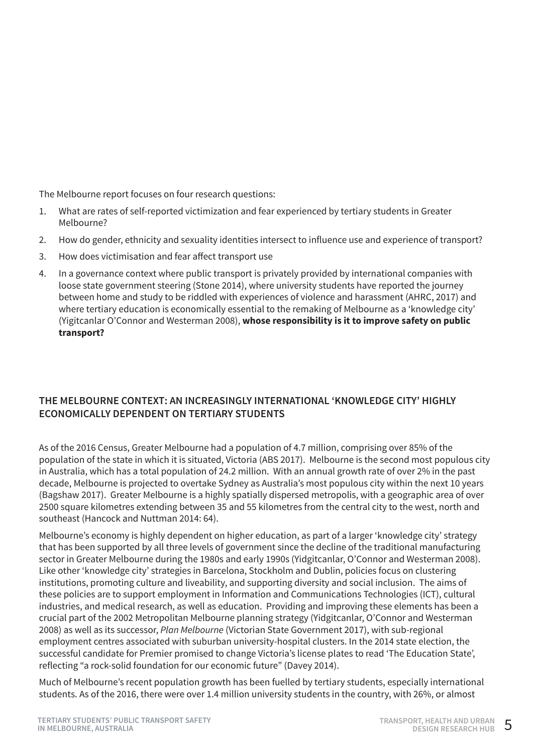The Melbourne report focuses on four research questions:

1. What are rates of self-reported victimization and fear experienced by tertiary students in Greater Melbourne?
2. How do gender, ethnicity and sexuality identities intersect to influence use and experience of transport?
3. How does victimisation and fear affect transport use
4. In a governance context where public transport is privately provided by international companies with loose state government steering (Stone 2014), where university students have reported the journey between home and study to be riddled with experiences of violence and harassment (AHRC, 2017) and where tertiary education is economically essential to the remaking of Melbourne as a 'knowledge city' (Yigitcanlar O'Connor and Westerman 2008), **whose responsibility is it to improve safety on public transport?**

## THE MELBOURNE CONTEXT: AN INCREASINGLY INTERNATIONAL 'KNOWLEDGE CITY' HIGHLY ECONOMICALLY DEPENDENT ON TERTIARY STUDENTS

As of the 2016 Census, Greater Melbourne had a population of 4.7 million, comprising over 85% of the population of the state in which it is situated, Victoria (ABS 2017). Melbourne is the second most populous city in Australia, which has a total population of 24.2 million. With an annual growth rate of over 2% in the past decade, Melbourne is projected to overtake Sydney as Australia's most populous city within the next 10 years (Bagshaw 2017). Greater Melbourne is a highly spatially dispersed metropolis, with a geographic area of over 2500 square kilometres extending between 35 and 55 kilometres from the central city to the west, north and southeast (Hancock and Nuttman 2014: 64).

Melbourne's economy is highly dependent on higher education, as part of a larger 'knowledge city' strategy that has been supported by all three levels of government since the decline of the traditional manufacturing sector in Greater Melbourne during the 1980s and early 1990s (Yidgitcanlar, O'Connor and Westerman 2008). Like other 'knowledge city' strategies in Barcelona, Stockholm and Dublin, policies focus on clustering institutions, promoting culture and liveability, and supporting diversity and social inclusion. The aims of these policies are to support employment in Information and Communications Technologies (ICT), cultural industries, and medical research, as well as education. Providing and improving these elements has been a crucial part of the 2002 Metropolitan Melbourne planning strategy (Yidgitcanlar, O'Connor and Westerman 2008) as well as its successor, *Plan Melbourne* (Victorian State Government 2017), with sub-regional employment centres associated with suburban university-hospital clusters. In the 2014 state election, the successful candidate for Premier promised to change Victoria's license plates to read 'The Education State', reflecting "a rock-solid foundation for our economic future" (Davey 2014).

Much of Melbourne's recent population growth has been fuelled by tertiary students, especially international students. As of the 2016, there were over 1.4 million university students in the country, with 26%, or almost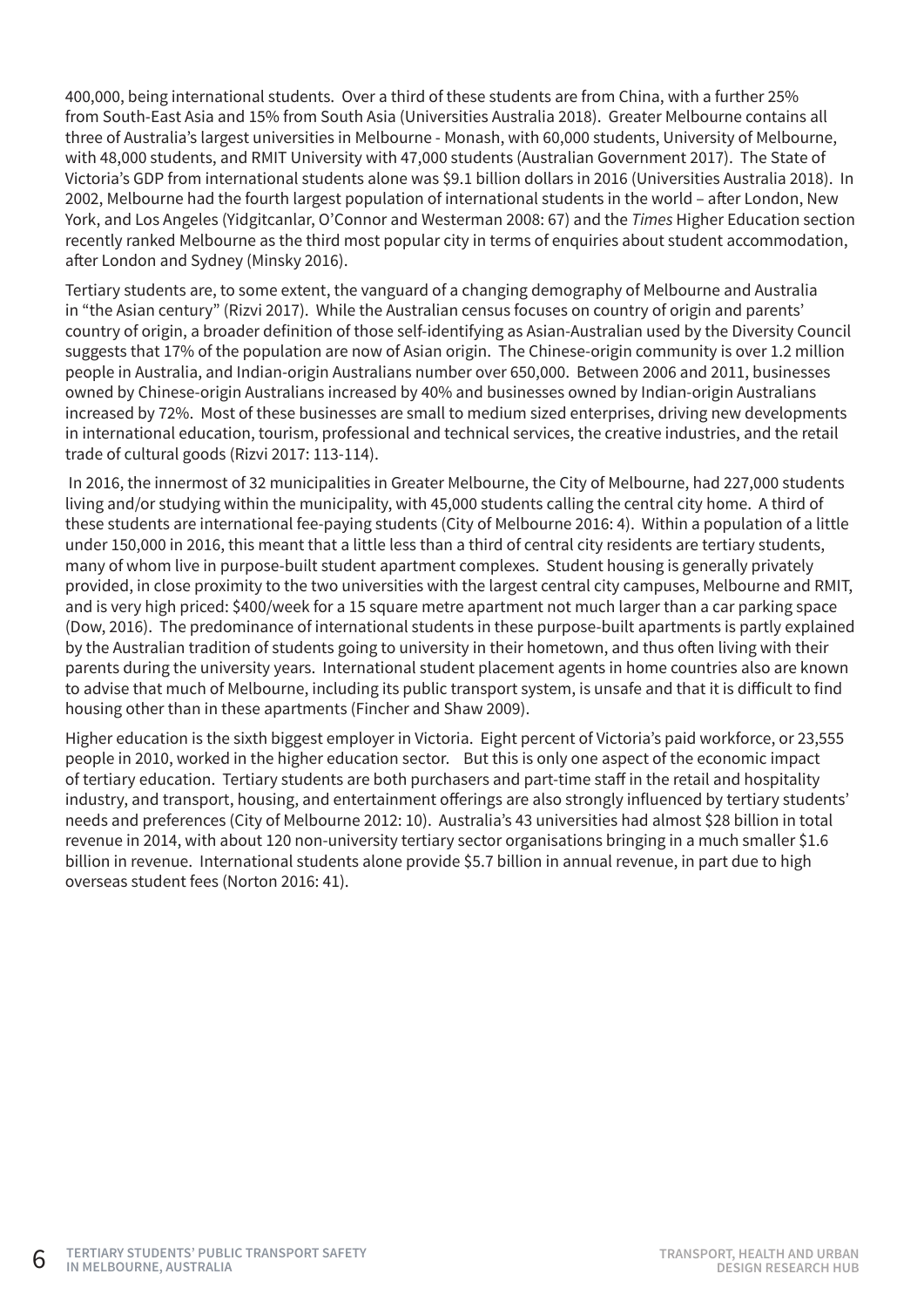400,000, being international students. Over a third of these students are from China, with a further 25% from South-East Asia and 15% from South Asia (Universities Australia 2018). Greater Melbourne contains all three of Australia's largest universities in Melbourne - Monash, with 60,000 students, University of Melbourne, with 48,000 students, and RMIT University with 47,000 students (Australian Government 2017). The State of Victoria's GDP from international students alone was $9.1 billion dollars in 2016 (Universities Australia 2018). In 2002, Melbourne had the fourth largest population of international students in the world – after London, New York, and Los Angeles (Yidgitcanlar, O'Connor and Westerman 2008: 67) and the *Times* Higher Education section recently ranked Melbourne as the third most popular city in terms of enquiries about student accommodation, after London and Sydney (Minsky 2016).

Tertiary students are, to some extent, the vanguard of a changing demography of Melbourne and Australia in "the Asian century" (Rizvi 2017). While the Australian census focuses on country of origin and parents' country of origin, a broader definition of those self-identifying as Asian-Australian used by the Diversity Council suggests that 17% of the population are now of Asian origin. The Chinese-origin community is over 1.2 million people in Australia, and Indian-origin Australians number over 650,000. Between 2006 and 2011, businesses owned by Chinese-origin Australians increased by 40% and businesses owned by Indian-origin Australians increased by 72%. Most of these businesses are small to medium sized enterprises, driving new developments in international education, tourism, professional and technical services, the creative industries, and the retail trade of cultural goods (Rizvi 2017: 113-114).

In 2016, the innermost of 32 municipalities in Greater Melbourne, the City of Melbourne, had 227,000 students living and/or studying within the municipality, with 45,000 students calling the central city home. A third of these students are international fee-paying students (City of Melbourne 2016: 4). Within a population of a little under 150,000 in 2016, this meant that a little less than a third of central city residents are tertiary students, many of whom live in purpose-built student apartment complexes. Student housing is generally privately provided, in close proximity to the two universities with the largest central city campuses, Melbourne and RMIT, and is very high priced: $400/week for a 15 square metre apartment not much larger than a car parking space (Dow, 2016). The predominance of international students in these purpose-built apartments is partly explained by the Australian tradition of students going to university in their hometown, and thus often living with their parents during the university years. International student placement agents in home countries also are known to advise that much of Melbourne, including its public transport system, is unsafe and that it is difficult to find housing other than in these apartments (Fincher and Shaw 2009).

Higher education is the sixth biggest employer in Victoria. Eight percent of Victoria's paid workforce, or 23,555 people in 2010, worked in the higher education sector. But this is only one aspect of the economic impact of tertiary education. Tertiary students are both purchasers and part-time staff in the retail and hospitality industry, and transport, housing, and entertainment offerings are also strongly influenced by tertiary students' needs and preferences (City of Melbourne 2012: 10). Australia's 43 universities had almost $28 billion in total revenue in 2014, with about 120 non-university tertiary sector organisations bringing in a much smaller $1.6 billion in revenue. International students alone provide $5.7 billion in annual revenue, in part due to high overseas student fees (Norton 2016: 41).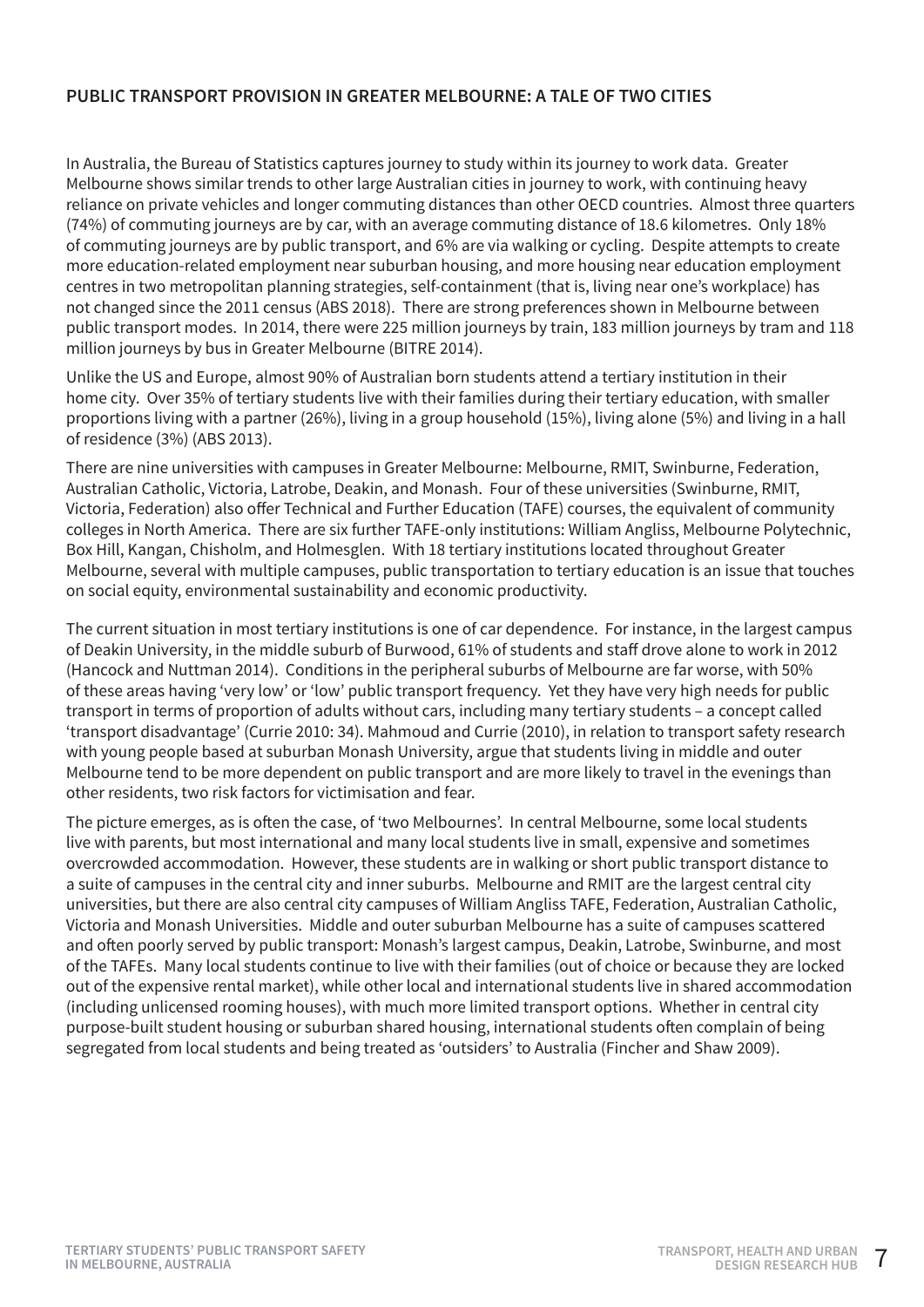## PUBLIC TRANSPORT PROVISION IN GREATER MELBOURNE: A TALE OF TWO CITIES

In Australia, the Bureau of Statistics captures journey to study within its journey to work data. Greater Melbourne shows similar trends to other large Australian cities in journey to work, with continuing heavy reliance on private vehicles and longer commuting distances than other OECD countries. Almost three quarters (74%) of commuting journeys are by car, with an average commuting distance of 18.6 kilometres. Only 18% of commuting journeys are by public transport, and 6% are via walking or cycling. Despite attempts to create more education-related employment near suburban housing, and more housing near education employment centres in two metropolitan planning strategies, self-containment (that is, living near one's workplace) has not changed since the 2011 census (ABS 2018). There are strong preferences shown in Melbourne between public transport modes. In 2014, there were 225 million journeys by train, 183 million journeys by tram and 118 million journeys by bus in Greater Melbourne (BITRE 2014).

Unlike the US and Europe, almost 90% of Australian born students attend a tertiary institution in their home city. Over 35% of tertiary students live with their families during their tertiary education, with smaller proportions living with a partner (26%), living in a group household (15%), living alone (5%) and living in a hall of residence (3%) (ABS 2013).

There are nine universities with campuses in Greater Melbourne: Melbourne, RMIT, Swinburne, Federation, Australian Catholic, Victoria, Latrobe, Deakin, and Monash. Four of these universities (Swinburne, RMIT, Victoria, Federation) also offer Technical and Further Education (TAFE) courses, the equivalent of community colleges in North America. There are six further TAFE-only institutions: William Angliss, Melbourne Polytechnic, Box Hill, Kangan, Chisholm, and Holmesglen. With 18 tertiary institutions located throughout Greater Melbourne, several with multiple campuses, public transportation to tertiary education is an issue that touches on social equity, environmental sustainability and economic productivity.

The current situation in most tertiary institutions is one of car dependence. For instance, in the largest campus of Deakin University, in the middle suburb of Burwood, 61% of students and staff drove alone to work in 2012 (Hancock and Nuttman 2014). Conditions in the peripheral suburbs of Melbourne are far worse, with 50% of these areas having 'very low' or 'low' public transport frequency. Yet they have very high needs for public transport in terms of proportion of adults without cars, including many tertiary students – a concept called 'transport disadvantage' (Currie 2010: 34). Mahmoud and Currie (2010), in relation to transport safety research with young people based at suburban Monash University, argue that students living in middle and outer Melbourne tend to be more dependent on public transport and are more likely to travel in the evenings than other residents, two risk factors for victimisation and fear.

The picture emerges, as is often the case, of 'two Melbournes'. In central Melbourne, some local students live with parents, but most international and many local students live in small, expensive and sometimes overcrowded accommodation. However, these students are in walking or short public transport distance to a suite of campuses in the central city and inner suburbs. Melbourne and RMIT are the largest central city universities, but there are also central city campuses of William Angliss TAFE, Federation, Australian Catholic, Victoria and Monash Universities. Middle and outer suburban Melbourne has a suite of campuses scattered and often poorly served by public transport: Monash's largest campus, Deakin, Latrobe, Swinburne, and most of the TAFEs. Many local students continue to live with their families (out of choice or because they are locked out of the expensive rental market), while other local and international students live in shared accommodation (including unlicensed rooming houses), with much more limited transport options. Whether in central city purpose-built student housing or suburban shared housing, international students often complain of being segregated from local students and being treated as 'outsiders' to Australia (Fincher and Shaw 2009).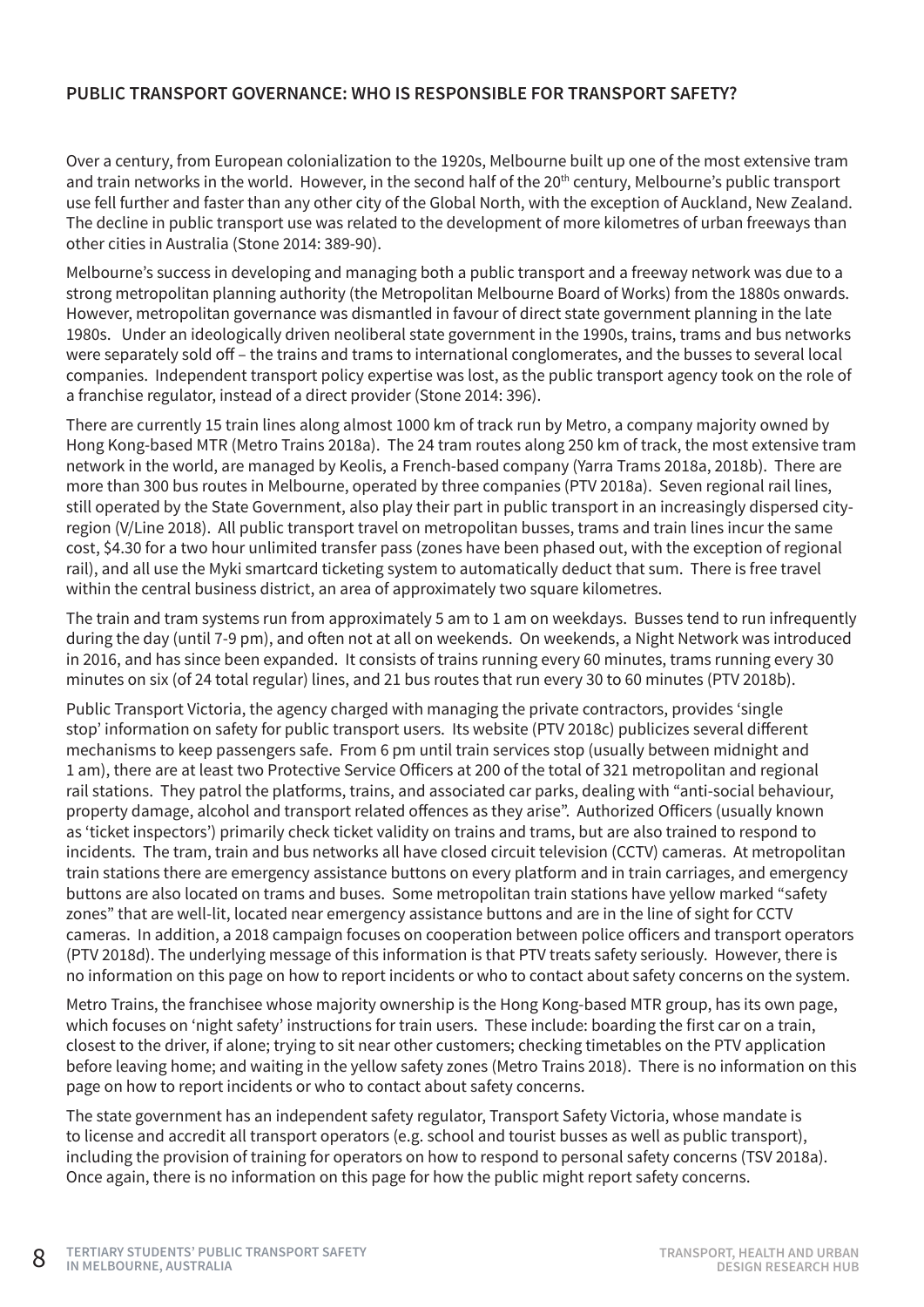## PUBLIC TRANSPORT GOVERNANCE: WHO IS RESPONSIBLE FOR TRANSPORT SAFETY?

Over a century, from European colonialization to the 1920s, Melbourne built up one of the most extensive tram and train networks in the world. However, in the second half of the 20th century, Melbourne's public transport use fell further and faster than any other city of the Global North, with the exception of Auckland, New Zealand. The decline in public transport use was related to the development of more kilometres of urban freeways than other cities in Australia (Stone 2014: 389-90).

Melbourne's success in developing and managing both a public transport and a freeway network was due to a strong metropolitan planning authority (the Metropolitan Melbourne Board of Works) from the 1880s onwards. However, metropolitan governance was dismantled in favour of direct state government planning in the late 1980s. Under an ideologically driven neoliberal state government in the 1990s, trains, trams and bus networks were separately sold off – the trains and trams to international conglomerates, and the busses to several local companies. Independent transport policy expertise was lost, as the public transport agency took on the role of a franchise regulator, instead of a direct provider (Stone 2014: 396).

There are currently 15 train lines along almost 1000 km of track run by Metro, a company majority owned by Hong Kong-based MTR (Metro Trains 2018a). The 24 tram routes along 250 km of track, the most extensive tram network in the world, are managed by Keolis, a French-based company (Yarra Trams 2018a, 2018b). There are more than 300 bus routes in Melbourne, operated by three companies (PTV 2018a). Seven regional rail lines, still operated by the State Government, also play their part in public transport in an increasingly dispersed city-region (V/Line 2018). All public transport travel on metropolitan busses, trams and train lines incur the same cost, $4.30 for a two hour unlimited transfer pass (zones have been phased out, with the exception of regional rail), and all use the Myki smartcard ticketing system to automatically deduct that sum. There is free travel within the central business district, an area of approximately two square kilometres.

The train and tram systems run from approximately 5 am to 1 am on weekdays. Busses tend to run infrequently during the day (until 7-9 pm), and often not at all on weekends. On weekends, a Night Network was introduced in 2016, and has since been expanded. It consists of trains running every 60 minutes, trams running every 30 minutes on six (of 24 total regular) lines, and 21 bus routes that run every 30 to 60 minutes (PTV 2018b).

Public Transport Victoria, the agency charged with managing the private contractors, provides 'single stop' information on safety for public transport users. Its website (PTV 2018c) publicizes several different mechanisms to keep passengers safe. From 6 pm until train services stop (usually between midnight and 1 am), there are at least two Protective Service Officers at 200 of the total of 321 metropolitan and regional rail stations. They patrol the platforms, trains, and associated car parks, dealing with "anti-social behaviour, property damage, alcohol and transport related offences as they arise". Authorized Officers (usually known as 'ticket inspectors') primarily check ticket validity on trains and trams, but are also trained to respond to incidents. The tram, train and bus networks all have closed circuit television (CCTV) cameras. At metropolitan train stations there are emergency assistance buttons on every platform and in train carriages, and emergency buttons are also located on trams and buses. Some metropolitan train stations have yellow marked "safety zones" that are well-lit, located near emergency assistance buttons and are in the line of sight for CCTV cameras. In addition, a 2018 campaign focuses on cooperation between police officers and transport operators (PTV 2018d). The underlying message of this information is that PTV treats safety seriously. However, there is no information on this page on how to report incidents or who to contact about safety concerns on the system.

Metro Trains, the franchisee whose majority ownership is the Hong Kong-based MTR group, has its own page, which focuses on 'night safety' instructions for train users. These include: boarding the first car on a train, closest to the driver, if alone; trying to sit near other customers; checking timetables on the PTV application before leaving home; and waiting in the yellow safety zones (Metro Trains 2018). There is no information on this page on how to report incidents or who to contact about safety concerns.

The state government has an independent safety regulator, Transport Safety Victoria, whose mandate is to license and accredit all transport operators (e.g. school and tourist busses as well as public transport), including the provision of training for operators on how to respond to personal safety concerns (TSV 2018a). Once again, there is no information on this page for how the public might report safety concerns.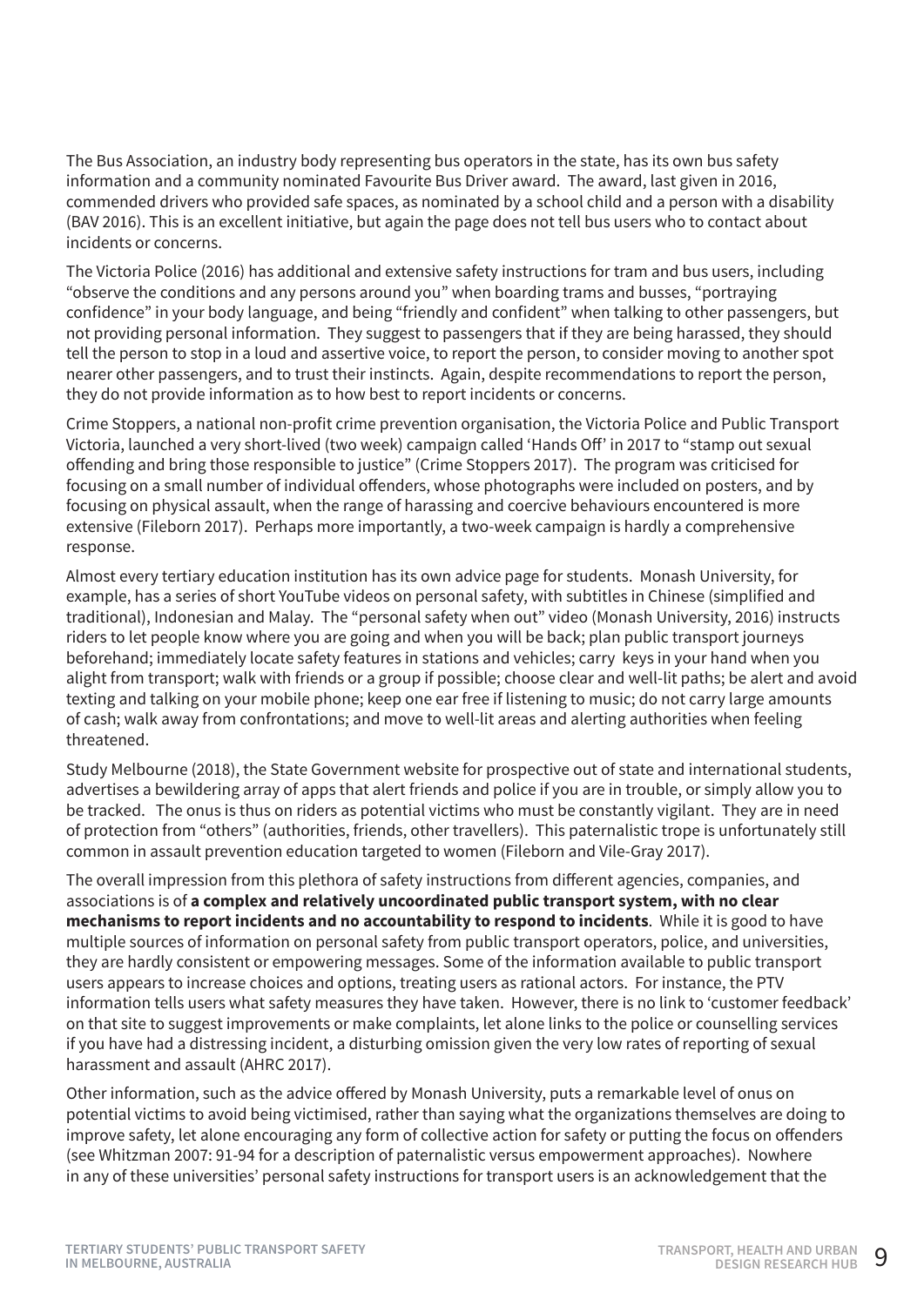The Bus Association, an industry body representing bus operators in the state, has its own bus safety information and a community nominated Favourite Bus Driver award. The award, last given in 2016, commended drivers who provided safe spaces, as nominated by a school child and a person with a disability (BAV 2016). This is an excellent initiative, but again the page does not tell bus users who to contact about incidents or concerns.

The Victoria Police (2016) has additional and extensive safety instructions for tram and bus users, including "observe the conditions and any persons around you" when boarding trams and busses, "portraying confidence" in your body language, and being "friendly and confident" when talking to other passengers, but not providing personal information. They suggest to passengers that if they are being harassed, they should tell the person to stop in a loud and assertive voice, to report the person, to consider moving to another spot nearer other passengers, and to trust their instincts. Again, despite recommendations to report the person, they do not provide information as to how best to report incidents or concerns.

Crime Stoppers, a national non-profit crime prevention organisation, the Victoria Police and Public Transport Victoria, launched a very short-lived (two week) campaign called 'Hands Off' in 2017 to "stamp out sexual offending and bring those responsible to justice" (Crime Stoppers 2017). The program was criticised for focusing on a small number of individual offenders, whose photographs were included on posters, and by focusing on physical assault, when the range of harassing and coercive behaviours encountered is more extensive (Fileborn 2017). Perhaps more importantly, a two-week campaign is hardly a comprehensive response.

Almost every tertiary education institution has its own advice page for students. Monash University, for example, has a series of short YouTube videos on personal safety, with subtitles in Chinese (simplified and traditional), Indonesian and Malay. The "personal safety when out" video (Monash University, 2016) instructs riders to let people know where you are going and when you will be back; plan public transport journeys beforehand; immediately locate safety features in stations and vehicles; carry keys in your hand when you alight from transport; walk with friends or a group if possible; choose clear and well-lit paths; be alert and avoid texting and talking on your mobile phone; keep one ear free if listening to music; do not carry large amounts of cash; walk away from confrontations; and move to well-lit areas and alerting authorities when feeling threatened.

Study Melbourne (2018), the State Government website for prospective out of state and international students, advertises a bewildering array of apps that alert friends and police if you are in trouble, or simply allow you to be tracked. The onus is thus on riders as potential victims who must be constantly vigilant. They are in need of protection from "others" (authorities, friends, other travellers). This paternalistic trope is unfortunately still common in assault prevention education targeted to women (Fileborn and Vile-Gray 2017).

The overall impression from this plethora of safety instructions from different agencies, companies, and associations is of **a complex and relatively uncoordinated public transport system, with no clear mechanisms to report incidents and no accountability to respond to incidents**. While it is good to have multiple sources of information on personal safety from public transport operators, police, and universities, they are hardly consistent or empowering messages. Some of the information available to public transport users appears to increase choices and options, treating users as rational actors. For instance, the PTV information tells users what safety measures they have taken. However, there is no link to 'customer feedback' on that site to suggest improvements or make complaints, let alone links to the police or counselling services if you have had a distressing incident, a disturbing omission given the very low rates of reporting of sexual harassment and assault (AHRC 2017).

Other information, such as the advice offered by Monash University, puts a remarkable level of onus on potential victims to avoid being victimised, rather than saying what the organizations themselves are doing to improve safety, let alone encouraging any form of collective action for safety or putting the focus on offenders (see Whitzman 2007: 91-94 for a description of paternalistic versus empowerment approaches). Nowhere in any of these universities' personal safety instructions for transport users is an acknowledgement that the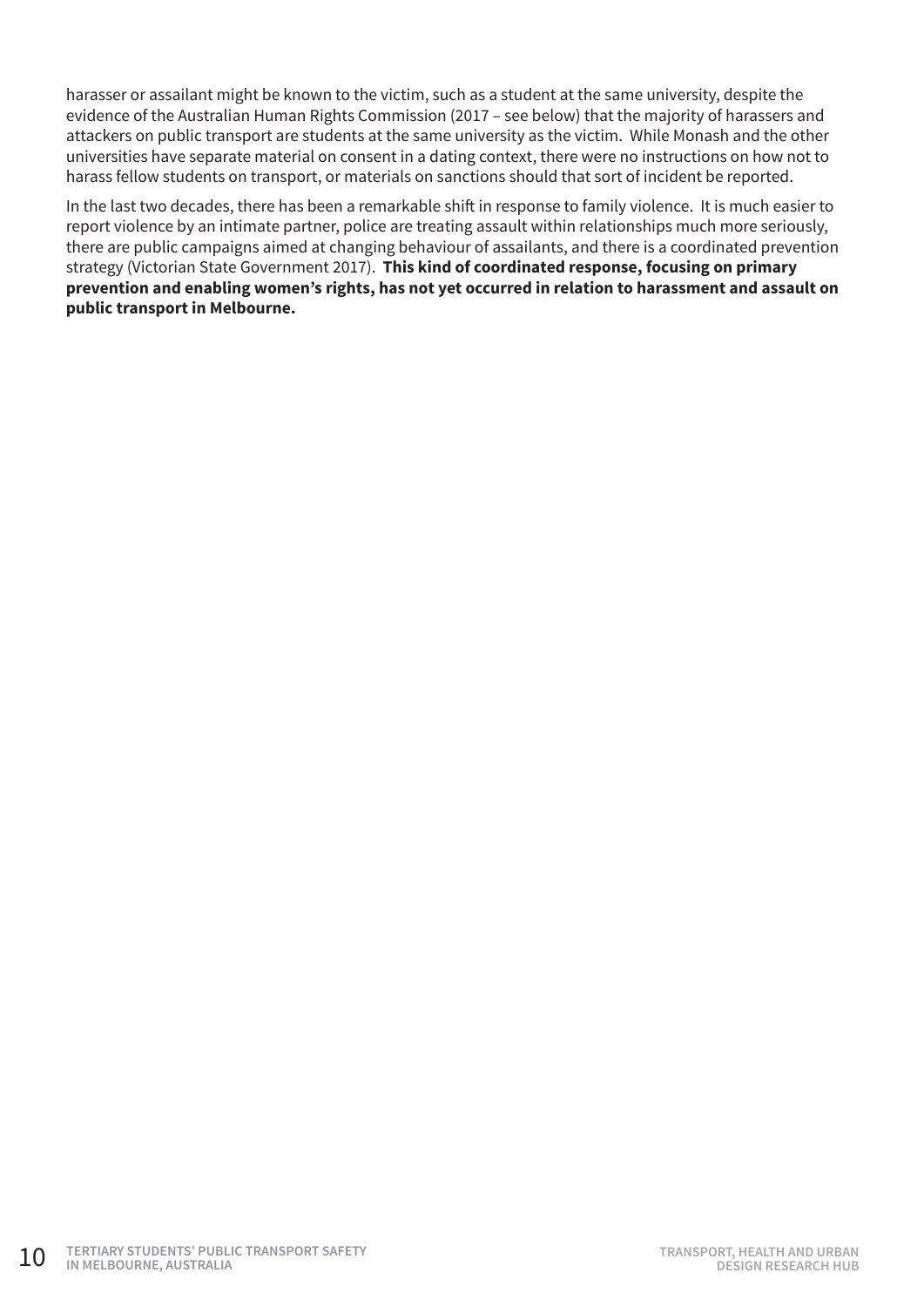harasser or assailant might be known to the victim, such as a student at the same university, despite the evidence of the Australian Human Rights Commission (2017 – see below) that the majority of harassers and attackers on public transport are students at the same university as the victim. While Monash and the other universities have separate material on consent in a dating context, there were no instructions on how not to harass fellow students on transport, or materials on sanctions should that sort of incident be reported.

In the last two decades, there has been a remarkable shift in response to family violence. It is much easier to report violence by an intimate partner, police are treating assault within relationships much more seriously, there are public campaigns aimed at changing behaviour of assailants, and there is a coordinated prevention strategy (Victorian State Government 2017). **This kind of coordinated response, focusing on primary prevention and enabling women's rights, has not yet occurred in relation to harassment and assault on public transport in Melbourne.**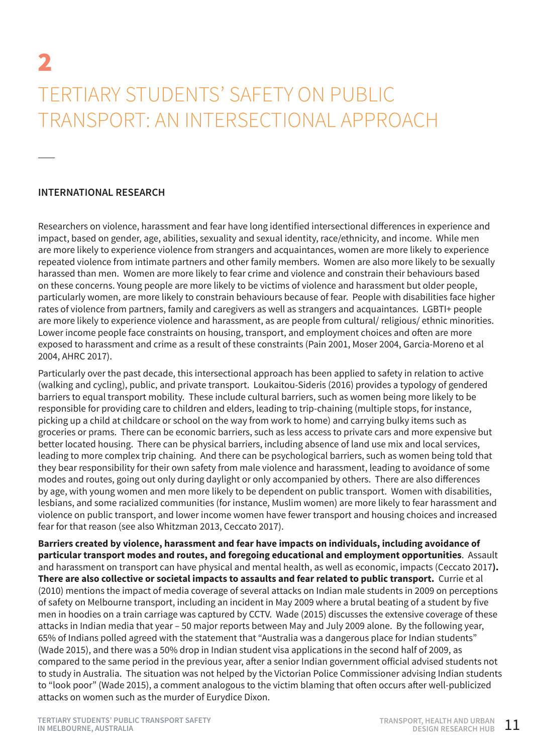# 2

# TERTIARY STUDENTS' SAFETY ON PUBLIC TRANSPORT: AN INTERSECTIONAL APPROACH

## INTERNATIONAL RESEARCH

Researchers on violence, harassment and fear have long identified intersectional differences in experience and impact, based on gender, age, abilities, sexuality and sexual identity, race/ethnicity, and income. While men are more likely to experience violence from strangers and acquaintances, women are more likely to experience repeated violence from intimate partners and other family members. Women are also more likely to be sexually harassed than men. Women are more likely to fear crime and violence and constrain their behaviours based on these concerns. Young people are more likely to be victims of violence and harassment but older people, particularly women, are more likely to constrain behaviours because of fear. People with disabilities face higher rates of violence from partners, family and caregivers as well as strangers and acquaintances. LGBTI+ people are more likely to experience violence and harassment, as are people from cultural/ religious/ ethnic minorities. Lower income people face constraints on housing, transport, and employment choices and often are more exposed to harassment and crime as a result of these constraints (Pain 2001, Moser 2004, Garcia-Moreno et al 2004, AHRC 2017).

Particularly over the past decade, this intersectional approach has been applied to safety in relation to active (walking and cycling), public, and private transport. Loukaitou-Sideris (2016) provides a typology of gendered barriers to equal transport mobility. These include cultural barriers, such as women being more likely to be responsible for providing care to children and elders, leading to trip-chaining (multiple stops, for instance, picking up a child at childcare or school on the way from work to home) and carrying bulky items such as groceries or prams. There can be economic barriers, such as less access to private cars and more expensive but better located housing. There can be physical barriers, including absence of land use mix and local services, leading to more complex trip chaining. And there can be psychological barriers, such as women being told that they bear responsibility for their own safety from male violence and harassment, leading to avoidance of some modes and routes, going out only during daylight or only accompanied by others. There are also differences by age, with young women and men more likely to be dependent on public transport. Women with disabilities, lesbians, and some racialized communities (for instance, Muslim women) are more likely to fear harassment and violence on public transport, and lower income women have fewer transport and housing choices and increased fear for that reason (see also Whitzman 2013, Ceccato 2017).

**Barriers created by violence, harassment and fear have impacts on individuals, including avoidance of particular transport modes and routes, and foregoing educational and employment opportunities**. Assault and harassment on transport can have physical and mental health, as well as economic, impacts (Ceccato 2017**). There are also collective or societal impacts to assaults and fear related to public transport.** Currie et al (2010) mentions the impact of media coverage of several attacks on Indian male students in 2009 on perceptions of safety on Melbourne transport, including an incident in May 2009 where a brutal beating of a student by five men in hoodies on a train carriage was captured by CCTV. Wade (2015) discusses the extensive coverage of these attacks in Indian media that year – 50 major reports between May and July 2009 alone. By the following year, 65% of Indians polled agreed with the statement that "Australia was a dangerous place for Indian students" (Wade 2015), and there was a 50% drop in Indian student visa applications in the second half of 2009, as compared to the same period in the previous year, after a senior Indian government official advised students not to study in Australia. The situation was not helped by the Victorian Police Commissioner advising Indian students to "look poor" (Wade 2015), a comment analogous to the victim blaming that often occurs after well-publicized attacks on women such as the murder of Eurydice Dixon.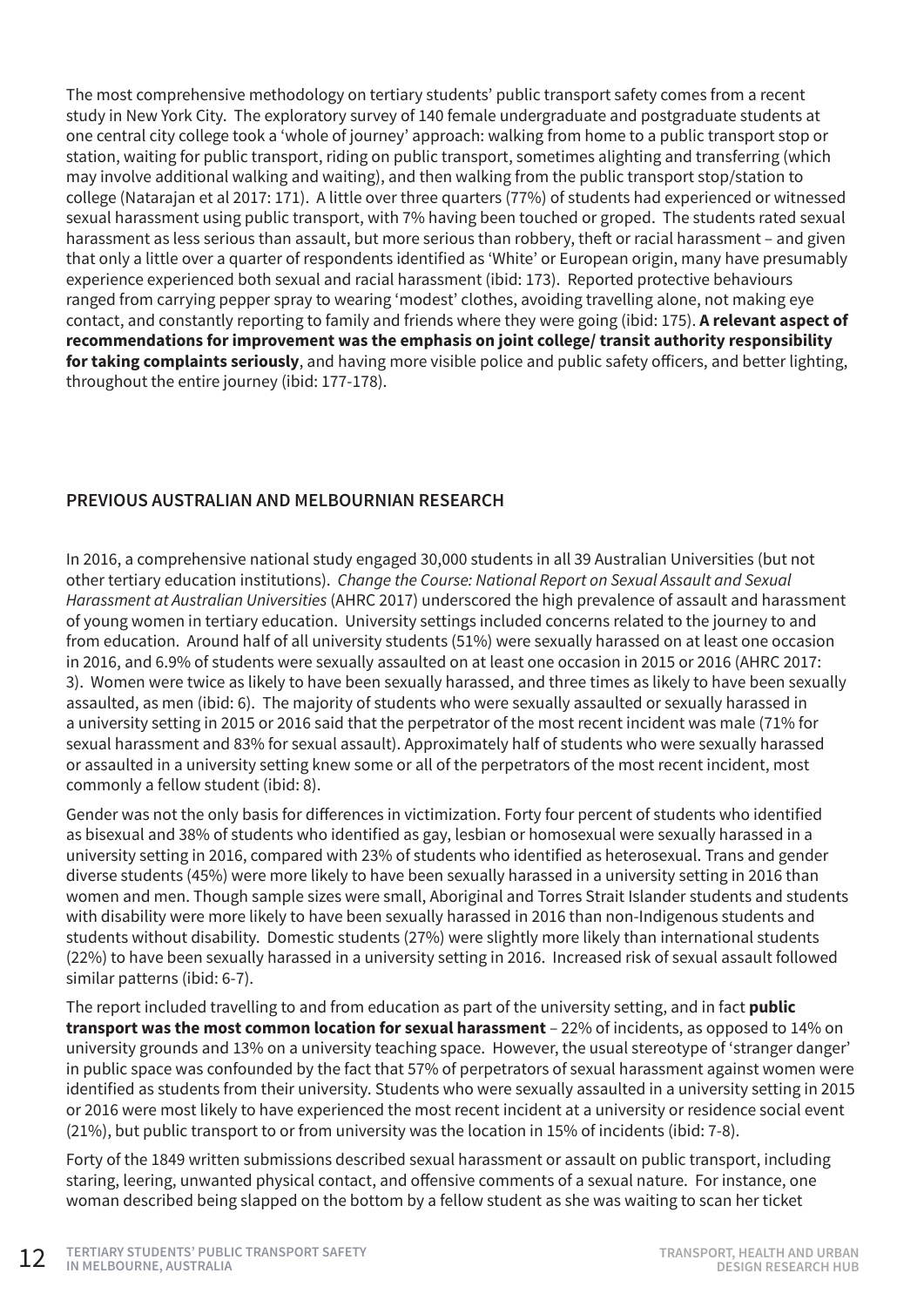The most comprehensive methodology on tertiary students' public transport safety comes from a recent study in New York City. The exploratory survey of 140 female undergraduate and postgraduate students at one central city college took a 'whole of journey' approach: walking from home to a public transport stop or station, waiting for public transport, riding on public transport, sometimes alighting and transferring (which may involve additional walking and waiting), and then walking from the public transport stop/station to college (Natarajan et al 2017: 171). A little over three quarters (77%) of students had experienced or witnessed sexual harassment using public transport, with 7% having been touched or groped. The students rated sexual harassment as less serious than assault, but more serious than robbery, theft or racial harassment – and given that only a little over a quarter of respondents identified as 'White' or European origin, many have presumably experience experienced both sexual and racial harassment (ibid: 173). Reported protective behaviours ranged from carrying pepper spray to wearing 'modest' clothes, avoiding travelling alone, not making eye contact, and constantly reporting to family and friends where they were going (ibid: 175). **A relevant aspect of recommendations for improvement was the emphasis on joint college/ transit authority responsibility for taking complaints seriously**, and having more visible police and public safety officers, and better lighting, throughout the entire journey (ibid: 177-178).

## PREVIOUS AUSTRALIAN AND MELBOURNIAN RESEARCH

In 2016, a comprehensive national study engaged 30,000 students in all 39 Australian Universities (but not other tertiary education institutions). *Change the Course: National Report on Sexual Assault and Sexual Harassment at Australian Universities* (AHRC 2017) underscored the high prevalence of assault and harassment of young women in tertiary education. University settings included concerns related to the journey to and from education. Around half of all university students (51%) were sexually harassed on at least one occasion in 2016, and 6.9% of students were sexually assaulted on at least one occasion in 2015 or 2016 (AHRC 2017: 3). Women were twice as likely to have been sexually harassed, and three times as likely to have been sexually assaulted, as men (ibid: 6). The majority of students who were sexually assaulted or sexually harassed in a university setting in 2015 or 2016 said that the perpetrator of the most recent incident was male (71% for sexual harassment and 83% for sexual assault). Approximately half of students who were sexually harassed or assaulted in a university setting knew some or all of the perpetrators of the most recent incident, most commonly a fellow student (ibid: 8).

Gender was not the only basis for differences in victimization. Forty four percent of students who identified as bisexual and 38% of students who identified as gay, lesbian or homosexual were sexually harassed in a university setting in 2016, compared with 23% of students who identified as heterosexual. Trans and gender diverse students (45%) were more likely to have been sexually harassed in a university setting in 2016 than women and men. Though sample sizes were small, Aboriginal and Torres Strait Islander students and students with disability were more likely to have been sexually harassed in 2016 than non-Indigenous students and students without disability. Domestic students (27%) were slightly more likely than international students (22%) to have been sexually harassed in a university setting in 2016. Increased risk of sexual assault followed similar patterns (ibid: 6-7).

The report included travelling to and from education as part of the university setting, and in fact **public transport was the most common location for sexual harassment** – 22% of incidents, as opposed to 14% on university grounds and 13% on a university teaching space. However, the usual stereotype of 'stranger danger' in public space was confounded by the fact that 57% of perpetrators of sexual harassment against women were identified as students from their university. Students who were sexually assaulted in a university setting in 2015 or 2016 were most likely to have experienced the most recent incident at a university or residence social event (21%), but public transport to or from university was the location in 15% of incidents (ibid: 7-8).

Forty of the 1849 written submissions described sexual harassment or assault on public transport, including staring, leering, unwanted physical contact, and offensive comments of a sexual nature. For instance, one woman described being slapped on the bottom by a fellow student as she was waiting to scan her ticket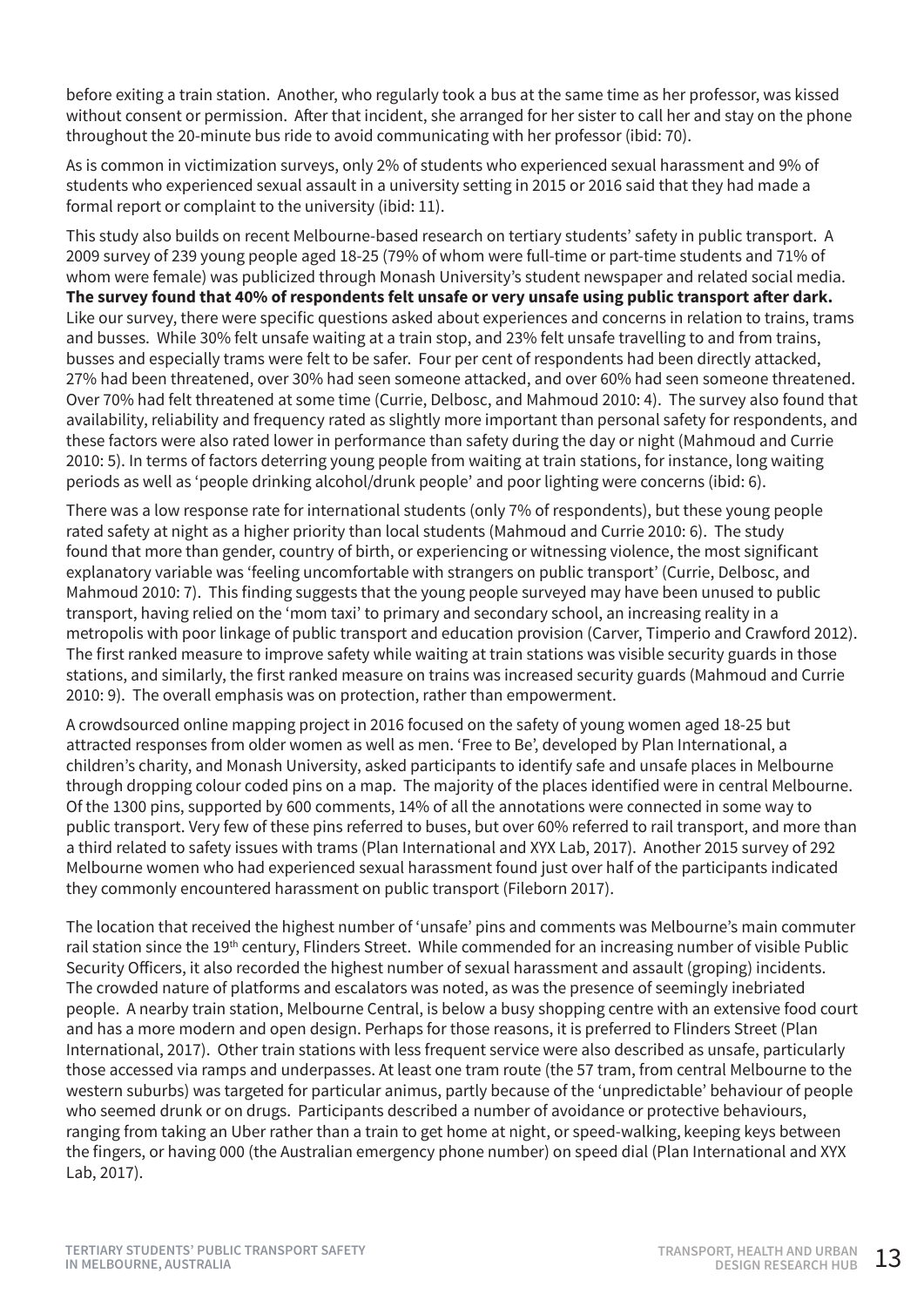before exiting a train station. Another, who regularly took a bus at the same time as her professor, was kissed without consent or permission. After that incident, she arranged for her sister to call her and stay on the phone throughout the 20-minute bus ride to avoid communicating with her professor (ibid: 70).

As is common in victimization surveys, only 2% of students who experienced sexual harassment and 9% of students who experienced sexual assault in a university setting in 2015 or 2016 said that they had made a formal report or complaint to the university (ibid: 11).

This study also builds on recent Melbourne-based research on tertiary students' safety in public transport. A 2009 survey of 239 young people aged 18-25 (79% of whom were full-time or part-time students and 71% of whom were female) was publicized through Monash University's student newspaper and related social media. **The survey found that 40% of respondents felt unsafe or very unsafe using public transport after dark.** Like our survey, there were specific questions asked about experiences and concerns in relation to trains, trams and busses. While 30% felt unsafe waiting at a train stop, and 23% felt unsafe travelling to and from trains, busses and especially trams were felt to be safer. Four per cent of respondents had been directly attacked, 27% had been threatened, over 30% had seen someone attacked, and over 60% had seen someone threatened. Over 70% had felt threatened at some time (Currie, Delbosc, and Mahmoud 2010: 4). The survey also found that availability, reliability and frequency rated as slightly more important than personal safety for respondents, and these factors were also rated lower in performance than safety during the day or night (Mahmoud and Currie 2010: 5). In terms of factors deterring young people from waiting at train stations, for instance, long waiting periods as well as 'people drinking alcohol/drunk people' and poor lighting were concerns (ibid: 6).

There was a low response rate for international students (only 7% of respondents), but these young people rated safety at night as a higher priority than local students (Mahmoud and Currie 2010: 6). The study found that more than gender, country of birth, or experiencing or witnessing violence, the most significant explanatory variable was 'feeling uncomfortable with strangers on public transport' (Currie, Delbosc, and Mahmoud 2010: 7). This finding suggests that the young people surveyed may have been unused to public transport, having relied on the 'mom taxi' to primary and secondary school, an increasing reality in a metropolis with poor linkage of public transport and education provision (Carver, Timperio and Crawford 2012). The first ranked measure to improve safety while waiting at train stations was visible security guards in those stations, and similarly, the first ranked measure on trains was increased security guards (Mahmoud and Currie 2010: 9). The overall emphasis was on protection, rather than empowerment.

A crowdsourced online mapping project in 2016 focused on the safety of young women aged 18-25 but attracted responses from older women as well as men. 'Free to Be', developed by Plan International, a children's charity, and Monash University, asked participants to identify safe and unsafe places in Melbourne through dropping colour coded pins on a map. The majority of the places identified were in central Melbourne. Of the 1300 pins, supported by 600 comments, 14% of all the annotations were connected in some way to public transport. Very few of these pins referred to buses, but over 60% referred to rail transport, and more than a third related to safety issues with trams (Plan International and XYX Lab, 2017). Another 2015 survey of 292 Melbourne women who had experienced sexual harassment found just over half of the participants indicated they commonly encountered harassment on public transport (Fileborn 2017).

The location that received the highest number of 'unsafe' pins and comments was Melbourne's main commuter rail station since the 19th century, Flinders Street. While commended for an increasing number of visible Public Security Officers, it also recorded the highest number of sexual harassment and assault (groping) incidents. The crowded nature of platforms and escalators was noted, as was the presence of seemingly inebriated people. A nearby train station, Melbourne Central, is below a busy shopping centre with an extensive food court and has a more modern and open design. Perhaps for those reasons, it is preferred to Flinders Street (Plan International, 2017). Other train stations with less frequent service were also described as unsafe, particularly those accessed via ramps and underpasses. At least one tram route (the 57 tram, from central Melbourne to the western suburbs) was targeted for particular animus, partly because of the 'unpredictable' behaviour of people who seemed drunk or on drugs. Participants described a number of avoidance or protective behaviours, ranging from taking an Uber rather than a train to get home at night, or speed-walking, keeping keys between the fingers, or having 000 (the Australian emergency phone number) on speed dial (Plan International and XYX Lab, 2017).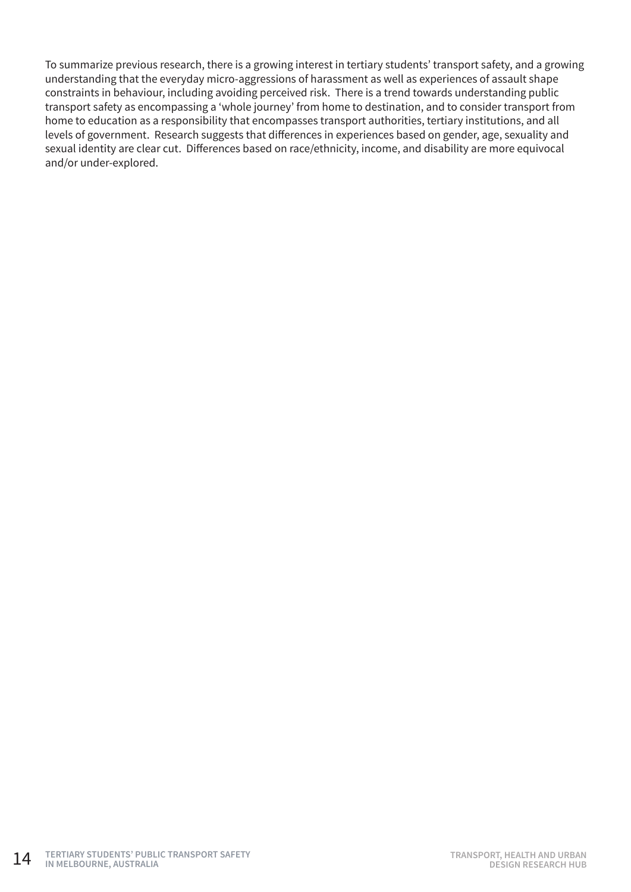To summarize previous research, there is a growing interest in tertiary students' transport safety, and a growing understanding that the everyday micro-aggressions of harassment as well as experiences of assault shape constraints in behaviour, including avoiding perceived risk. There is a trend towards understanding public transport safety as encompassing a 'whole journey' from home to destination, and to consider transport from home to education as a responsibility that encompasses transport authorities, tertiary institutions, and all levels of government. Research suggests that differences in experiences based on gender, age, sexuality and sexual identity are clear cut. Differences based on race/ethnicity, income, and disability are more equivocal and/or under-explored.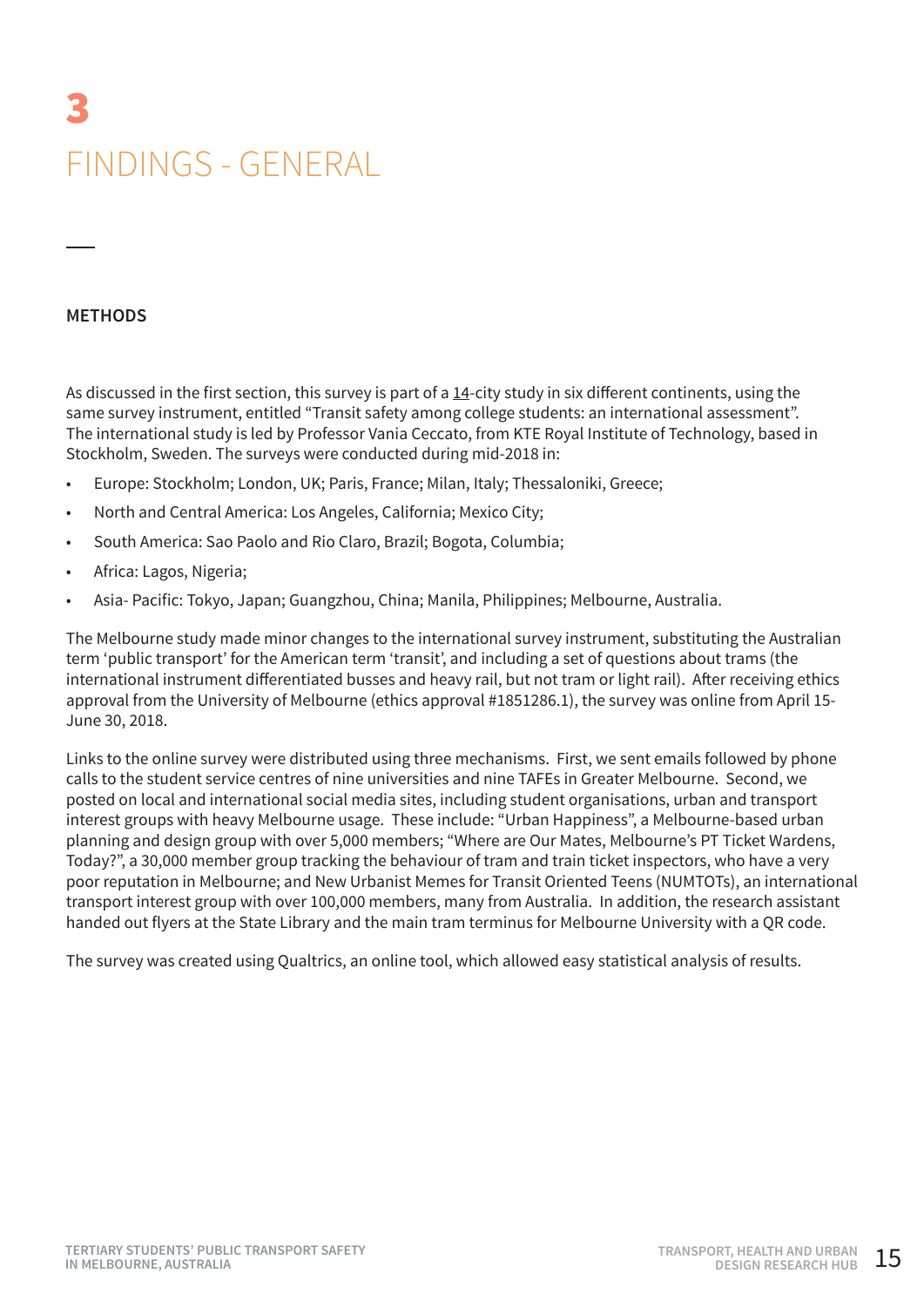# 3 FINDINGS - GENERAL

## METHODS

As discussed in the first section, this survey is part of a 14-city study in six different continents, using the same survey instrument, entitled "Transit safety among college students: an international assessment". The international study is led by Professor Vania Ceccato, from KTE Royal Institute of Technology, based in Stockholm, Sweden. The surveys were conducted during mid-2018 in:

- Europe: Stockholm; London, UK; Paris, France; Milan, Italy; Thessaloniki, Greece;
- North and Central America: Los Angeles, California; Mexico City;
- South America: Sao Paolo and Rio Claro, Brazil; Bogota, Columbia;
- Africa: Lagos, Nigeria;
- Asia- Pacific: Tokyo, Japan; Guangzhou, China; Manila, Philippines; Melbourne, Australia.

The Melbourne study made minor changes to the international survey instrument, substituting the Australian term 'public transport' for the American term 'transit', and including a set of questions about trams (the international instrument differentiated busses and heavy rail, but not tram or light rail). After receiving ethics approval from the University of Melbourne (ethics approval #1851286.1), the survey was online from April 15-June 30, 2018.

Links to the online survey were distributed using three mechanisms. First, we sent emails followed by phone calls to the student service centres of nine universities and nine TAFEs in Greater Melbourne. Second, we posted on local and international social media sites, including student organisations, urban and transport interest groups with heavy Melbourne usage. These include: "Urban Happiness", a Melbourne-based urban planning and design group with over 5,000 members; "Where are Our Mates, Melbourne's PT Ticket Wardens, Today?", a 30,000 member group tracking the behaviour of tram and train ticket inspectors, who have a very poor reputation in Melbourne; and New Urbanist Memes for Transit Oriented Teens (NUMTOTs), an international transport interest group with over 100,000 members, many from Australia. In addition, the research assistant handed out flyers at the State Library and the main tram terminus for Melbourne University with a QR code.

The survey was created using Qualtrics, an online tool, which allowed easy statistical analysis of results.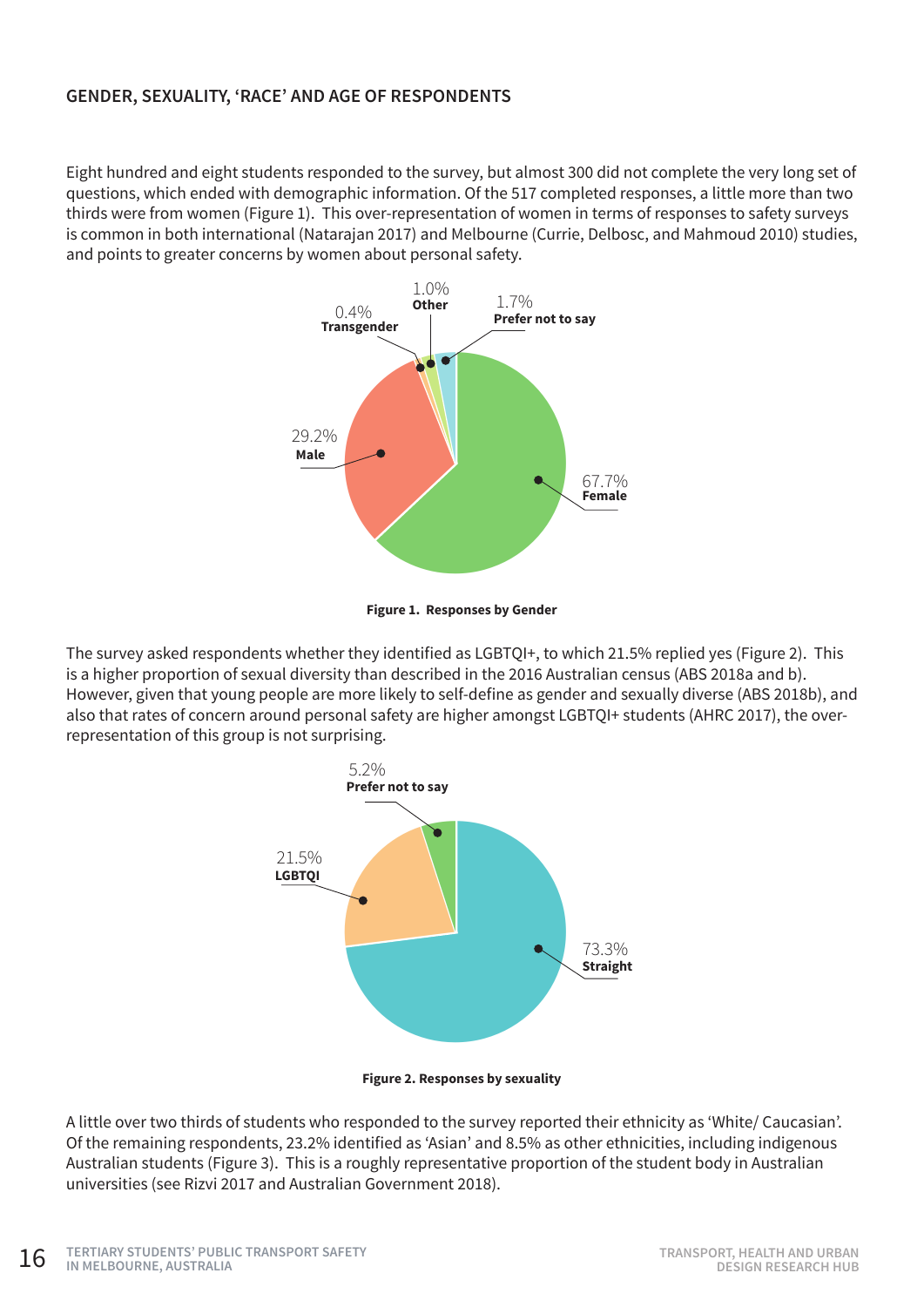### GENDER, SEXUALITY, 'RACE' AND AGE OF RESPONDENTS

Eight hundred and eight students responded to the survey, but almost 300 did not complete the very long set of questions, which ended with demographic information. Of the 517 completed responses, a little more than two thirds were from women (Figure 1). This over-representation of women in terms of responses to safety surveys is common in both international (Natarajan 2017) and Melbourne (Currie, Delbosc, and Mahmoud 2010) studies, and points to greater concerns by women about personal safety.

0.4% **Transgender**

1.0% **Other**

1.7% **Prefer not to say**

29.2% **Male**

67.7% **Female**

**Figure 1. Responses by Gender**

The survey asked respondents whether they identified as LGBTQI+, to which 21.5% replied yes (Figure 2). This is a higher proportion of sexual diversity than described in the 2016 Australian census (ABS 2018a and b). However, given that young people are more likely to self-define as gender and sexually diverse (ABS 2018b), and also that rates of concern around personal safety are higher amongst LGBTQI+ students (AHRC 2017), the over-representation of this group is not surprising.

5.2% **Prefer not to say**

21.5% **LGBTQI**

73.3% **Straight**

**Figure 2. Responses by sexuality**

A little over two thirds of students who responded to the survey reported their ethnicity as 'White/ Caucasian'. Of the remaining respondents, 23.2% identified as 'Asian' and 8.5% as other ethnicities, including indigenous Australian students (Figure 3). This is a roughly representative proportion of the student body in Australian universities (see Rizvi 2017 and Australian Government 2018).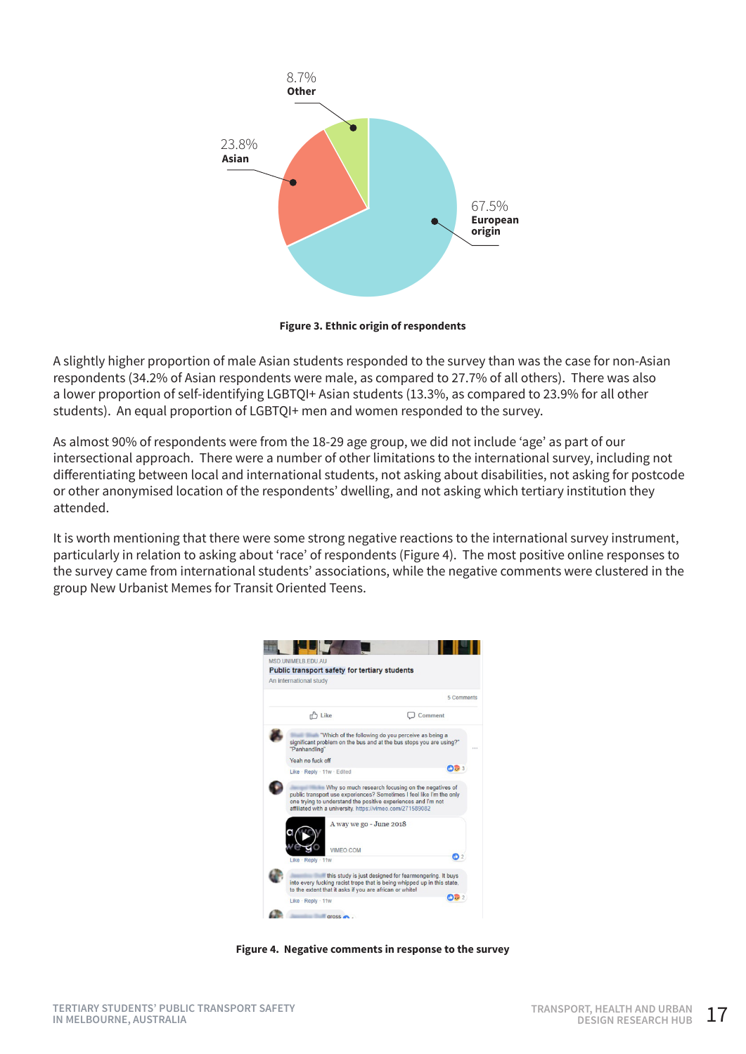8.7%
**Other**

23.8%
**Asian**

67.5%
**European origin**

**Figure 3. Ethnic origin of respondents**

A slightly higher proportion of male Asian students responded to the survey than was the case for non-Asian respondents (34.2% of Asian respondents were male, as compared to 27.7% of all others). There was also a lower proportion of self-identifying LGBTQI+ Asian students (13.3%, as compared to 23.9% for all other students). An equal proportion of LGBTQI+ men and women responded to the survey.

As almost 90% of respondents were from the 18-29 age group, we did not include 'age' as part of our intersectional approach. There were a number of other limitations to the international survey, including not differentiating between local and international students, not asking about disabilities, not asking for postcode or other anonymised location of the respondents' dwelling, and not asking which tertiary institution they attended.

It is worth mentioning that there were some strong negative reactions to the international survey instrument, particularly in relation to asking about 'race' of respondents (Figure 4). The most positive online responses to the survey came from international students' associations, while the negative comments were clustered in the group New Urbanist Memes for Transit Oriented Teens.

**Figure 4. Negative comments in response to the survey**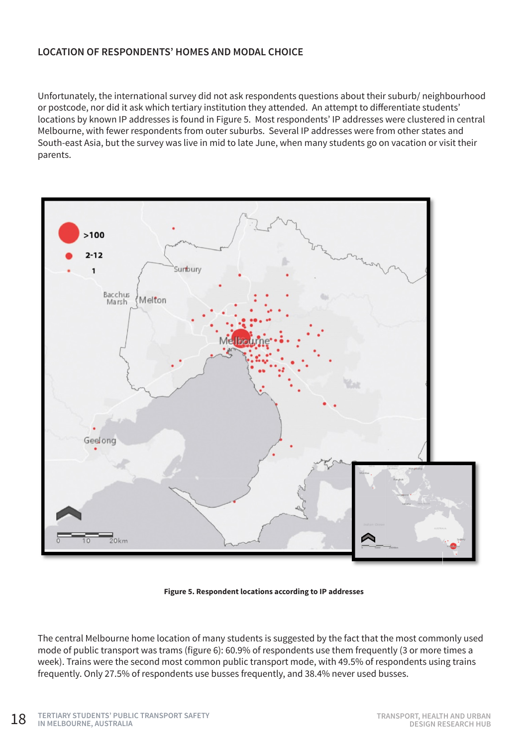## LOCATION OF RESPONDENTS' HOMES AND MODAL CHOICE

Unfortunately, the international survey did not ask respondents questions about their suburb/ neighbourhood or postcode, nor did it ask which tertiary institution they attended. An attempt to differentiate students' locations by known IP addresses is found in Figure 5. Most respondents' IP addresses were clustered in central Melbourne, with fewer respondents from outer suburbs. Several IP addresses were from other states and South-east Asia, but the survey was live in mid to late June, when many students go on vacation or visit their parents.

**Figure 5. Respondent locations according to IP addresses**

The central Melbourne home location of many students is suggested by the fact that the most commonly used mode of public transport was trams (figure 6): 60.9% of respondents use them frequently (3 or more times a week). Trains were the second most common public transport mode, with 49.5% of respondents using trains frequently. Only 27.5% of respondents use busses frequently, and 38.4% never used busses.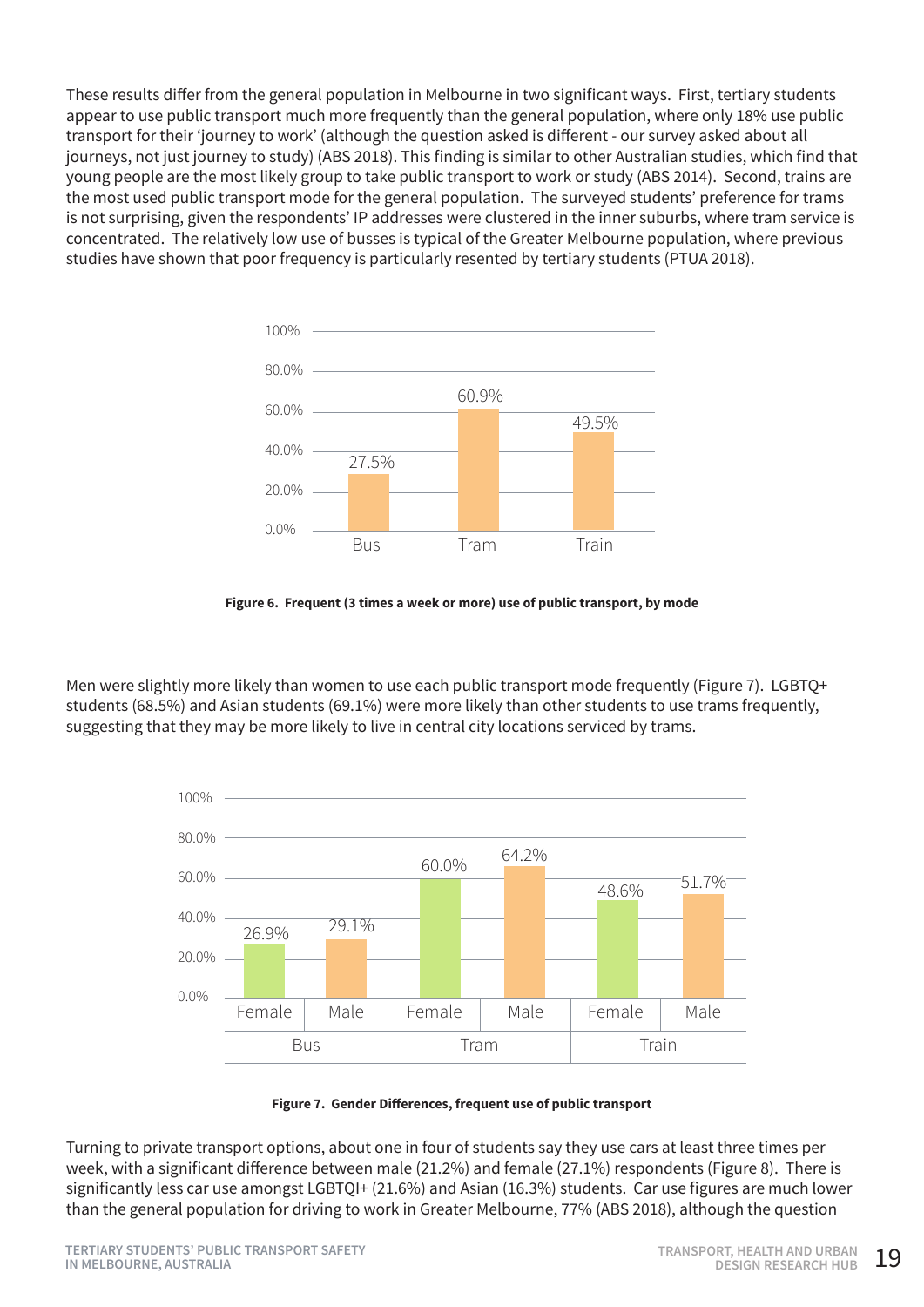These results differ from the general population in Melbourne in two significant ways. First, tertiary students appear to use public transport much more frequently than the general population, where only 18% use public transport for their 'journey to work' (although the question asked is different - our survey asked about all journeys, not just journey to study) (ABS 2018). This finding is similar to other Australian studies, which find that young people are the most likely group to take public transport to work or study (ABS 2014). Second, trains are the most used public transport mode for the general population. The surveyed students' preference for trams is not surprising, given the respondents' IP addresses were clustered in the inner suburbs, where tram service is concentrated. The relatively low use of busses is typical of the Greater Melbourne population, where previous studies have shown that poor frequency is particularly resented by tertiary students (PTUA 2018).

| Mode | Frequent use |
| --- | --- |
| Bus | 27.5% |
| Tram | 60.9% |
| Train | 49.5% |

**Figure 6. Frequent (3 times a week or more) use of public transport, by mode**

Men were slightly more likely than women to use each public transport mode frequently (Figure 7). LGBTQ+ students (68.5%) and Asian students (69.1%) were more likely than other students to use trams frequently, suggesting that they may be more likely to live in central city locations serviced by trams.

| Mode | Female | Male |
| --- | --- | --- |
| Bus | 26.9% | 29.1% |
| Tram | 60.0% | 64.2% |
| Train | 48.6% | 51.7% |

**Figure 7. Gender Differences, frequent use of public transport**

Turning to private transport options, about one in four of students say they use cars at least three times per week, with a significant difference between male (21.2%) and female (27.1%) respondents (Figure 8). There is significantly less car use amongst LGBTQI+ (21.6%) and Asian (16.3%) students. Car use figures are much lower than the general population for driving to work in Greater Melbourne, 77% (ABS 2018), although the question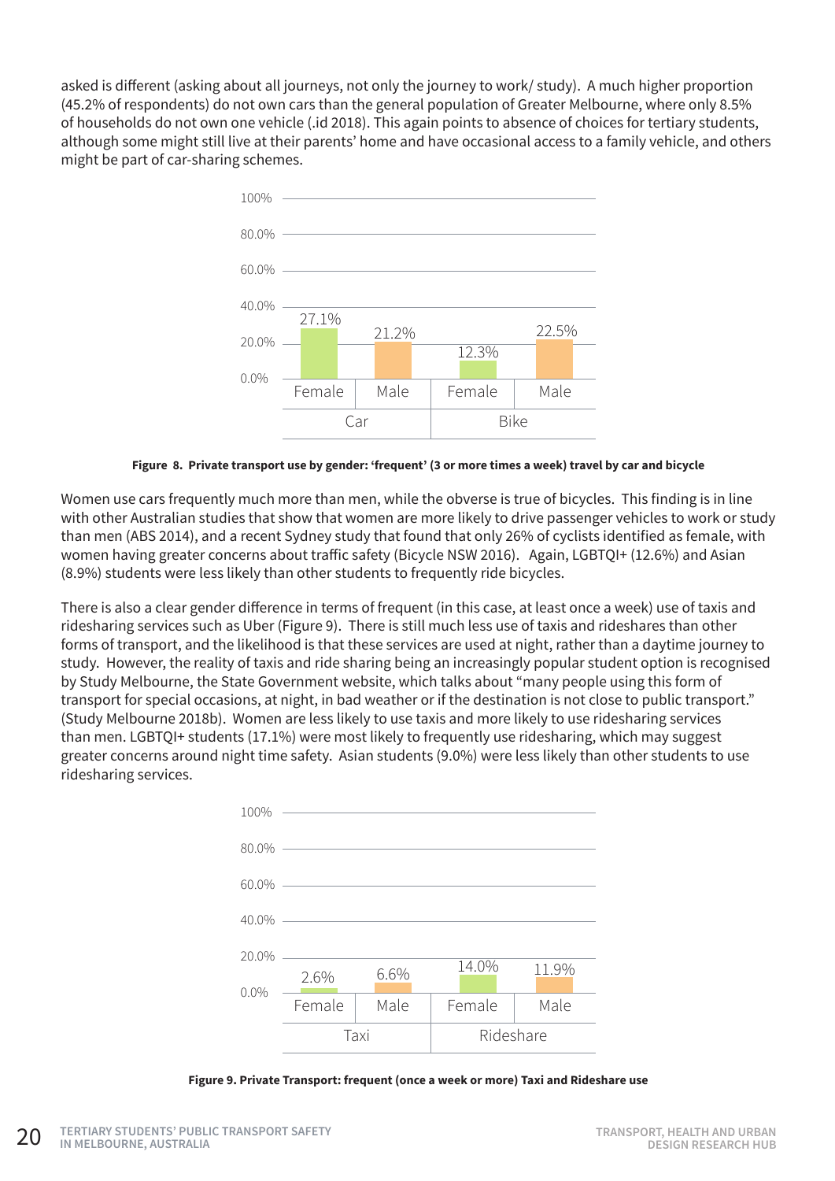asked is different (asking about all journeys, not only the journey to work/ study). A much higher proportion (45.2% of respondents) do not own cars than the general population of Greater Melbourne, where only 8.5% of households do not own one vehicle (.id 2018). This again points to absence of choices for tertiary students, although some might still live at their parents' home and have occasional access to a family vehicle, and others might be part of car-sharing schemes.

| | Car | | Bike | |
|---|---|---|---|---|
| | Female | Male | Female | Male |
| Frequent use | 27.1% | 21.2% | 12.3% | 22.5% |

**Figure 8. Private transport use by gender: 'frequent' (3 or more times a week) travel by car and bicycle**

Women use cars frequently much more than men, while the obverse is true of bicycles. This finding is in line with other Australian studies that show that women are more likely to drive passenger vehicles to work or study than men (ABS 2014), and a recent Sydney study that found that only 26% of cyclists identified as female, with women having greater concerns about traffic safety (Bicycle NSW 2016). Again, LGBTQI+ (12.6%) and Asian (8.9%) students were less likely than other students to frequently ride bicycles.

There is also a clear gender difference in terms of frequent (in this case, at least once a week) use of taxis and ridesharing services such as Uber (Figure 9). There is still much less use of taxis and rideshares than other forms of transport, and the likelihood is that these services are used at night, rather than a daytime journey to study. However, the reality of taxis and ride sharing being an increasingly popular student option is recognised by Study Melbourne, the State Government website, which talks about "many people using this form of transport for special occasions, at night, in bad weather or if the destination is not close to public transport." (Study Melbourne 2018b). Women are less likely to use taxis and more likely to use ridesharing services than men. LGBTQI+ students (17.1%) were most likely to frequently use ridesharing, which may suggest greater concerns around night time safety. Asian students (9.0%) were less likely than other students to use ridesharing services.

| | Taxi | | Rideshare | |
|---|---|---|---|---|
| | Female | Male | Female | Male |
| Frequent use | 2.6% | 6.6% | 14.0% | 11.9% |

**Figure 9. Private Transport: frequent (once a week or more) Taxi and Rideshare use**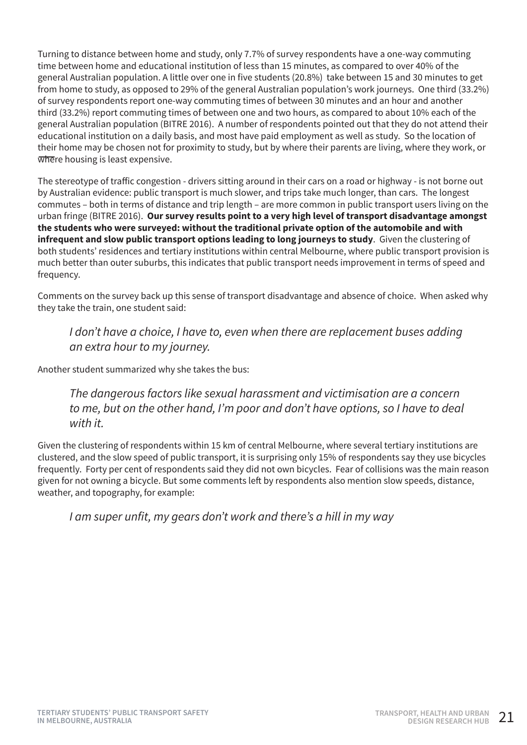Turning to distance between home and study, only 7.7% of survey respondents have a one-way commuting time between home and educational institution of less than 15 minutes, as compared to over 40% of the general Australian population. A little over one in five students (20.8%) take between 15 and 30 minutes to get from home to study, as opposed to 29% of the general Australian population's work journeys. One third (33.2%) of survey respondents report one-way commuting times of between 30 minutes and an hour and another third (33.2%) report commuting times of between one and two hours, as compared to about 10% each of the general Australian population (BITRE 2016). A number of respondents pointed out that they do not attend their educational institution on a daily basis, and most have paid employment as well as study. So the location of their home may be chosen not for proximity to study, but by where their parents are living, where they work, or where housing is least expensive.

The stereotype of traffic congestion - drivers sitting around in their cars on a road or highway - is not borne out by Australian evidence: public transport is much slower, and trips take much longer, than cars. The longest commutes – both in terms of distance and trip length – are more common in public transport users living on the urban fringe (BITRE 2016). **Our survey results point to a very high level of transport disadvantage amongst the students who were surveyed: without the traditional private option of the automobile and with infrequent and slow public transport options leading to long journeys to study**. Given the clustering of both students' residences and tertiary institutions within central Melbourne, where public transport provision is much better than outer suburbs, this indicates that public transport needs improvement in terms of speed and frequency.

Comments on the survey back up this sense of transport disadvantage and absence of choice. When asked why they take the train, one student said:

> *I don't have a choice, I have to, even when there are replacement buses adding an extra hour to my journey.*

Another student summarized why she takes the bus:

> *The dangerous factors like sexual harassment and victimisation are a concern to me, but on the other hand, I'm poor and don't have options, so I have to deal with it.*

Given the clustering of respondents within 15 km of central Melbourne, where several tertiary institutions are clustered, and the slow speed of public transport, it is surprising only 15% of respondents say they use bicycles frequently. Forty per cent of respondents said they did not own bicycles. Fear of collisions was the main reason given for not owning a bicycle. But some comments left by respondents also mention slow speeds, distance, weather, and topography, for example:

> *I am super unfit, my gears don't work and there's a hill in my way*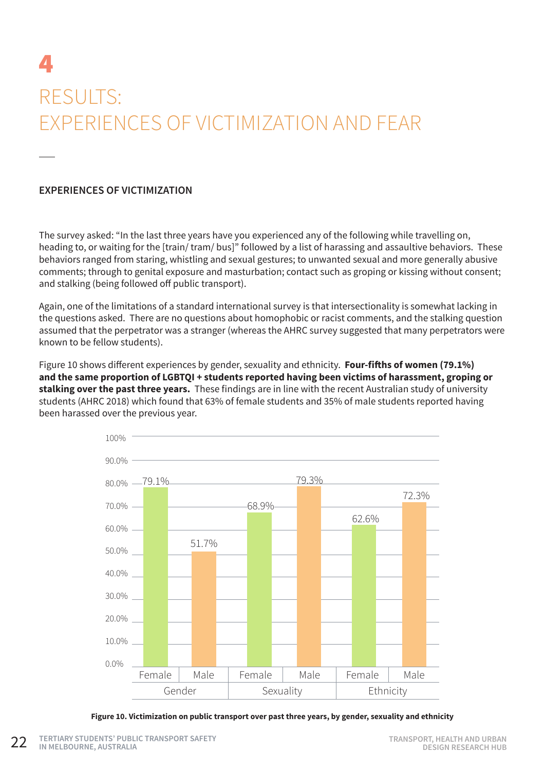# 4

# RESULTS: EXPERIENCES OF VICTIMIZATION AND FEAR

## EXPERIENCES OF VICTIMIZATION

The survey asked: "In the last three years have you experienced any of the following while travelling on, heading to, or waiting for the [train/ tram/ bus]" followed by a list of harassing and assaultive behaviors. These behaviors ranged from staring, whistling and sexual gestures; to unwanted sexual and more generally abusive comments; through to genital exposure and masturbation; contact such as groping or kissing without consent; and stalking (being followed off public transport).

Again, one of the limitations of a standard international survey is that intersectionality is somewhat lacking in the questions asked. There are no questions about homophobic or racist comments, and the stalking question assumed that the perpetrator was a stranger (whereas the AHRC survey suggested that many perpetrators were known to be fellow students).

Figure 10 shows different experiences by gender, sexuality and ethnicity. **Four-fifths of women (79.1%) and the same proportion of LGBTQI + students reported having been victims of harassment, groping or stalking over the past three years.** These findings are in line with the recent Australian study of university students (AHRC 2018) which found that 63% of female students and 35% of male students reported having been harassed over the previous year.

| | Female | Male |
|---|---|---|
| Gender | 79.1% | 51.7% |
| Sexuality | 68.9% | 79.3% |
| Ethnicity | 62.6% | 72.3% |

**Figure 10. Victimization on public transport over past three years, by gender, sexuality and ethnicity**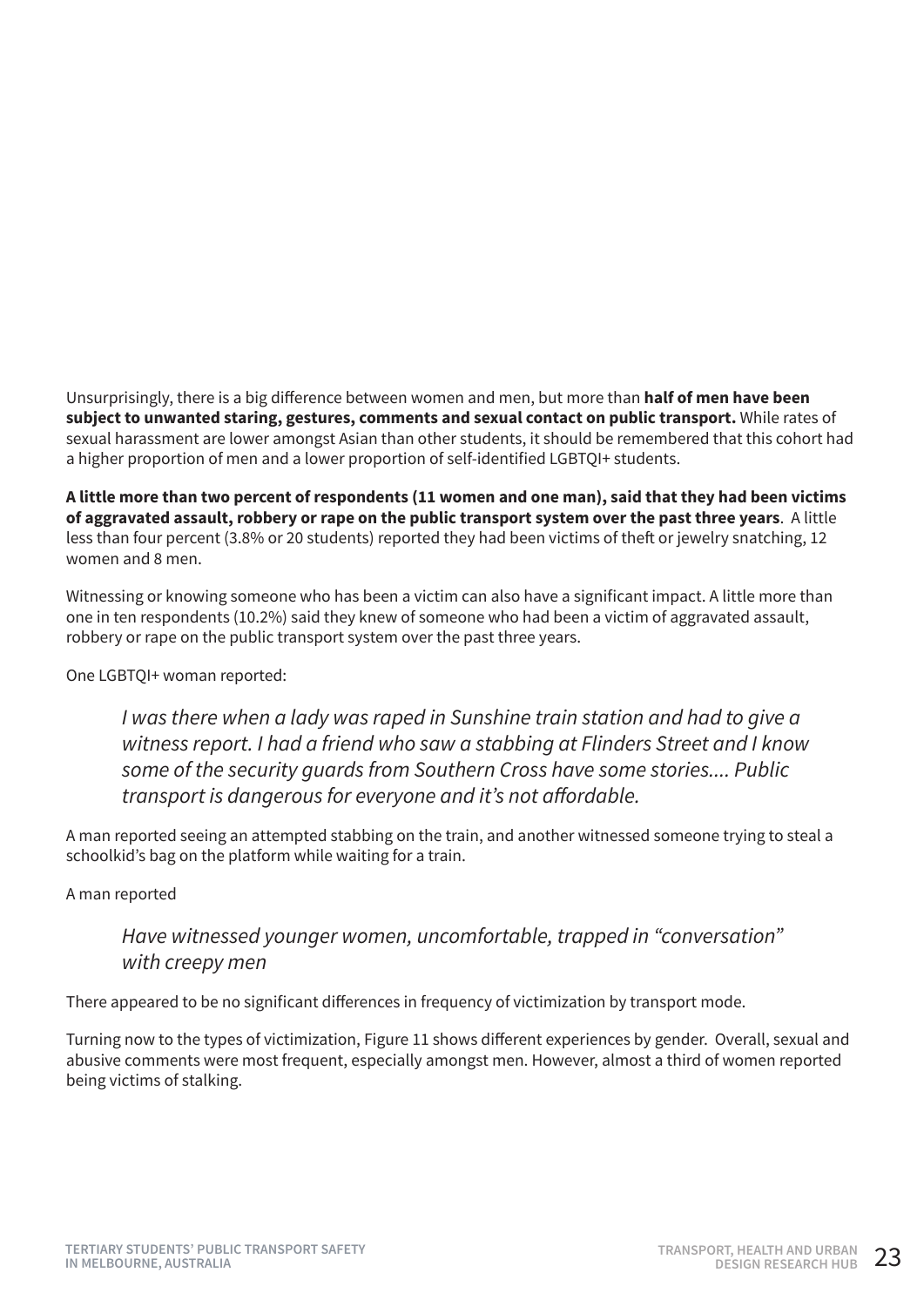Unsurprisingly, there is a big difference between women and men, but more than **half of men have been subject to unwanted staring, gestures, comments and sexual contact on public transport.** While rates of sexual harassment are lower amongst Asian than other students, it should be remembered that this cohort had a higher proportion of men and a lower proportion of self-identified LGBTQI+ students.

**A little more than two percent of respondents (11 women and one man), said that they had been victims of aggravated assault, robbery or rape on the public transport system over the past three years**. A little less than four percent (3.8% or 20 students) reported they had been victims of theft or jewelry snatching, 12 women and 8 men.

Witnessing or knowing someone who has been a victim can also have a significant impact. A little more than one in ten respondents (10.2%) said they knew of someone who had been a victim of aggravated assault, robbery or rape on the public transport system over the past three years.

One LGBTQI+ woman reported:

> *I was there when a lady was raped in Sunshine train station and had to give a witness report. I had a friend who saw a stabbing at Flinders Street and I know some of the security guards from Southern Cross have some stories.... Public transport is dangerous for everyone and it's not affordable.*

A man reported seeing an attempted stabbing on the train, and another witnessed someone trying to steal a schoolkid's bag on the platform while waiting for a train.

A man reported

> *Have witnessed younger women, uncomfortable, trapped in "conversation" with creepy men*

There appeared to be no significant differences in frequency of victimization by transport mode.

Turning now to the types of victimization, Figure 11 shows different experiences by gender. Overall, sexual and abusive comments were most frequent, especially amongst men. However, almost a third of women reported being victims of stalking.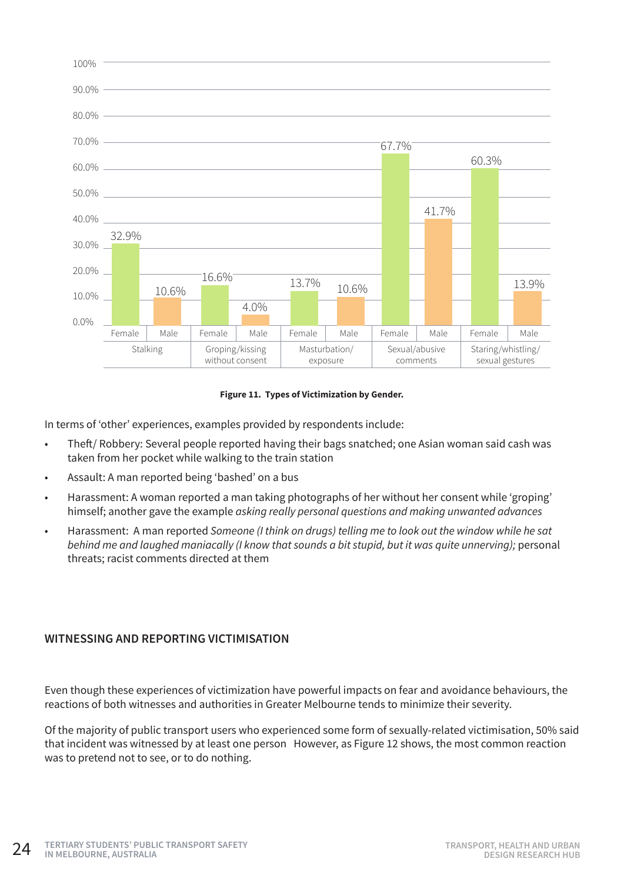| | Stalking | | Groping/kissing without consent | | Masturbation/ exposure | | Sexual/abusive comments | | Staring/whistling/ sexual gestures | |
|---|---|---|---|---|---|---|---|---|---|---|
| | Female | Male | Female | Male | Female | Male | Female | Male | Female | Male |
| % | 32.9% | 10.6% | 16.6% | 4.0% | 13.7% | 10.6% | 67.7% | 41.7% | 60.3% | 13.9% |

**Figure 11. Types of Victimization by Gender.**

In terms of 'other' experiences, examples provided by respondents include:

- Theft/ Robbery: Several people reported having their bags snatched; one Asian woman said cash was taken from her pocket while walking to the train station
- Assault: A man reported being 'bashed' on a bus
- Harassment: A woman reported a man taking photographs of her without her consent while 'groping' himself; another gave the example *asking really personal questions and making unwanted advances*
- Harassment: A man reported *Someone (I think on drugs) telling me to look out the window while he sat behind me and laughed maniacally (I know that sounds a bit stupid, but it was quite unnerving);* personal threats; racist comments directed at them

## WITNESSING AND REPORTING VICTIMISATION

Even though these experiences of victimization have powerful impacts on fear and avoidance behaviours, the reactions of both witnesses and authorities in Greater Melbourne tends to minimize their severity.

Of the majority of public transport users who experienced some form of sexually-related victimisation, 50% said that incident was witnessed by at least one person However, as Figure 12 shows, the most common reaction was to pretend not to see, or to do nothing.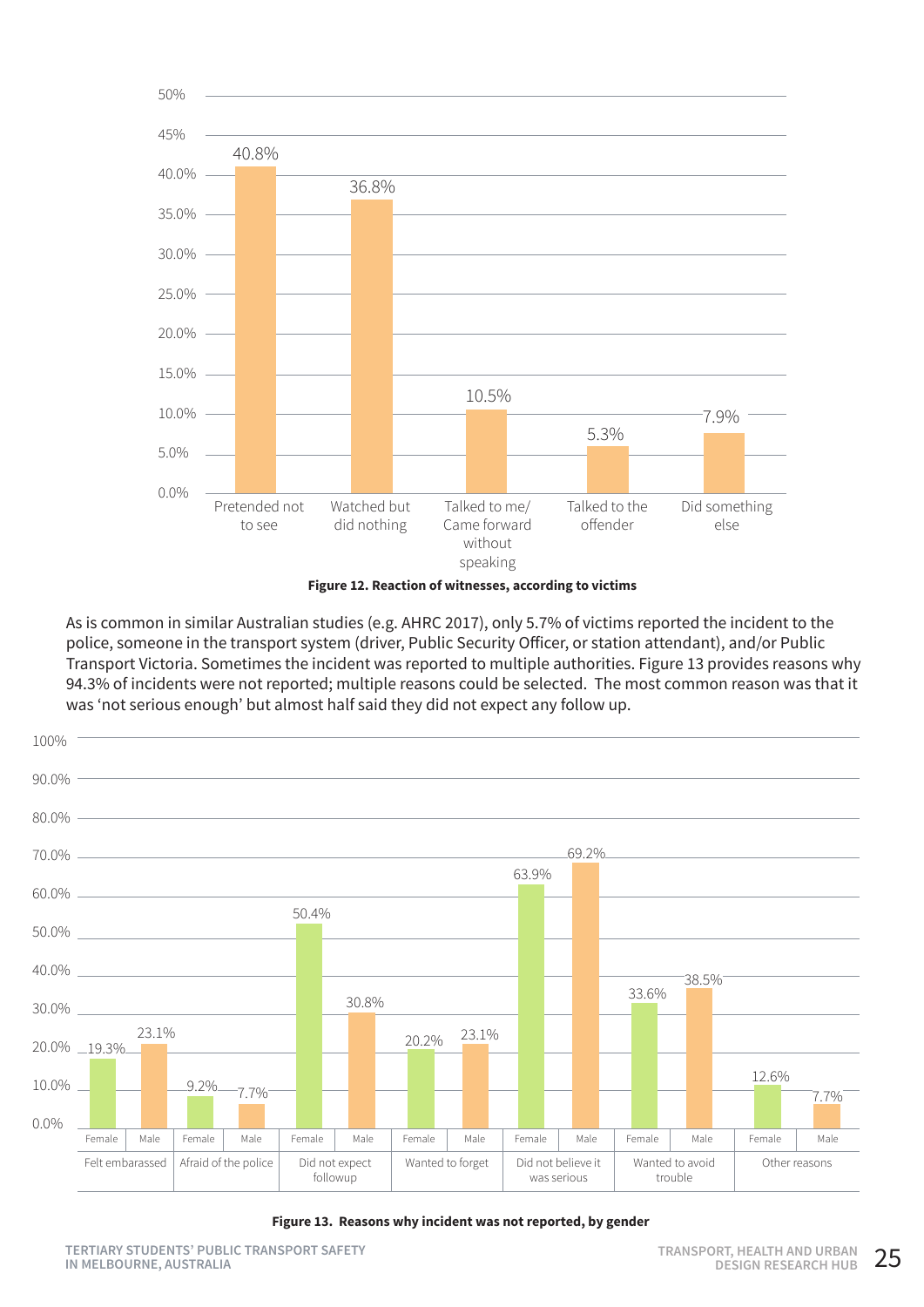| Reaction | Percentage |
|---|---|
| Pretended not to see | 40.8% |
| Watched but did nothing | 36.8% |
| Talked to me/ Came forward without speaking | 10.5% |
| Talked to the offender | 5.3% |
| Did something else | 7.9% |

**Figure 12. Reaction of witnesses, according to victims**

As is common in similar Australian studies (e.g. AHRC 2017), only 5.7% of victims reported the incident to the police, someone in the transport system (driver, Public Security Officer, or station attendant), and/or Public Transport Victoria. Sometimes the incident was reported to multiple authorities. Figure 13 provides reasons why 94.3% of incidents were not reported; multiple reasons could be selected. The most common reason was that it was 'not serious enough' but almost half said they did not expect any follow up.

| Reason | Female | Male |
|---|---|---|
| Felt embarassed | 19.3% | 23.1% |
| Afraid of the police | 9.2% | 7.7% |
| Did not expect followup | 50.4% | 30.8% |
| Wanted to forget | 20.2% | 23.1% |
| Did not believe it was serious | 63.9% | 69.2% |
| Wanted to avoid trouble | 33.6% | 38.5% |
| Other reasons | 12.6% | 7.7% |

**Figure 13. Reasons why incident was not reported, by gender**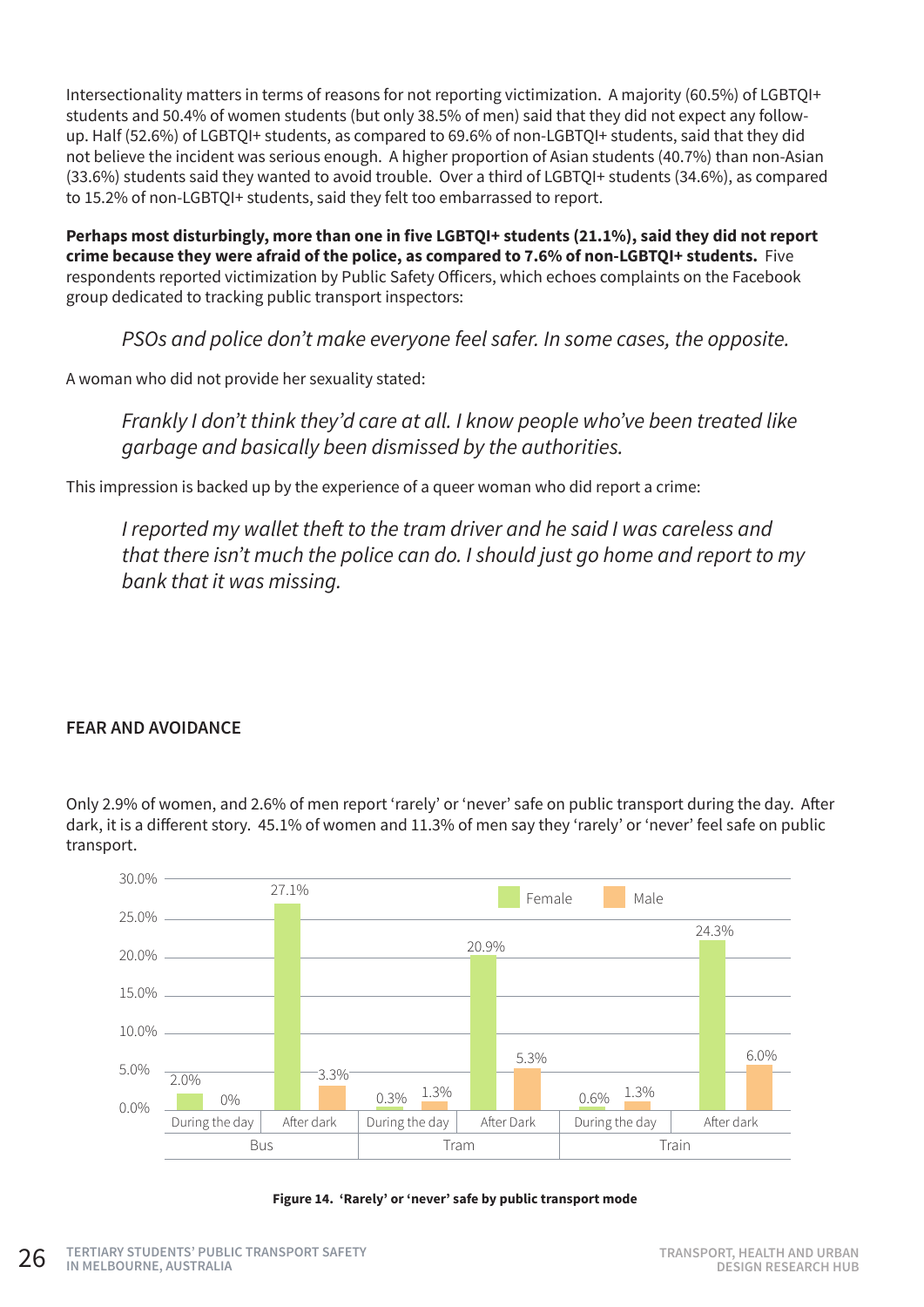Intersectionality matters in terms of reasons for not reporting victimization. A majority (60.5%) of LGBTQI+ students and 50.4% of women students (but only 38.5% of men) said that they did not expect any follow-up. Half (52.6%) of LGBTQI+ students, as compared to 69.6% of non-LGBTQI+ students, said that they did not believe the incident was serious enough. A higher proportion of Asian students (40.7%) than non-Asian (33.6%) students said they wanted to avoid trouble. Over a third of LGBTQI+ students (34.6%), as compared to 15.2% of non-LGBTQI+ students, said they felt too embarrassed to report.

**Perhaps most disturbingly, more than one in five LGBTQI+ students (21.1%), said they did not report crime because they were afraid of the police, as compared to 7.6% of non-LGBTQI+ students.** Five respondents reported victimization by Public Safety Officers, which echoes complaints on the Facebook group dedicated to tracking public transport inspectors:

> *PSOs and police don't make everyone feel safer. In some cases, the opposite.*

A woman who did not provide her sexuality stated:

> *Frankly I don't think they'd care at all. I know people who've been treated like garbage and basically been dismissed by the authorities.*

This impression is backed up by the experience of a queer woman who did report a crime:

> *I reported my wallet theft to the tram driver and he said I was careless and that there isn't much the police can do. I should just go home and report to my bank that it was missing.*

## FEAR AND AVOIDANCE

Only 2.9% of women, and 2.6% of men report 'rarely' or 'never' safe on public transport during the day. After dark, it is a different story. 45.1% of women and 11.3% of men say they 'rarely' or 'never' feel safe on public transport.

| Mode | Time | Female | Male |
|---|---|---|---|
| Bus | During the day | 2.0% | 0% |
| Bus | After dark | 27.1% | 3.3% |
| Tram | During the day | 0.3% | 1.3% |
| Tram | After Dark | 20.9% | 5.3% |
| Train | During the day | 0.6% | 1.3% |
| Train | After dark | 24.3% | 6.0% |

**Figure 14. 'Rarely' or 'never' safe by public transport mode**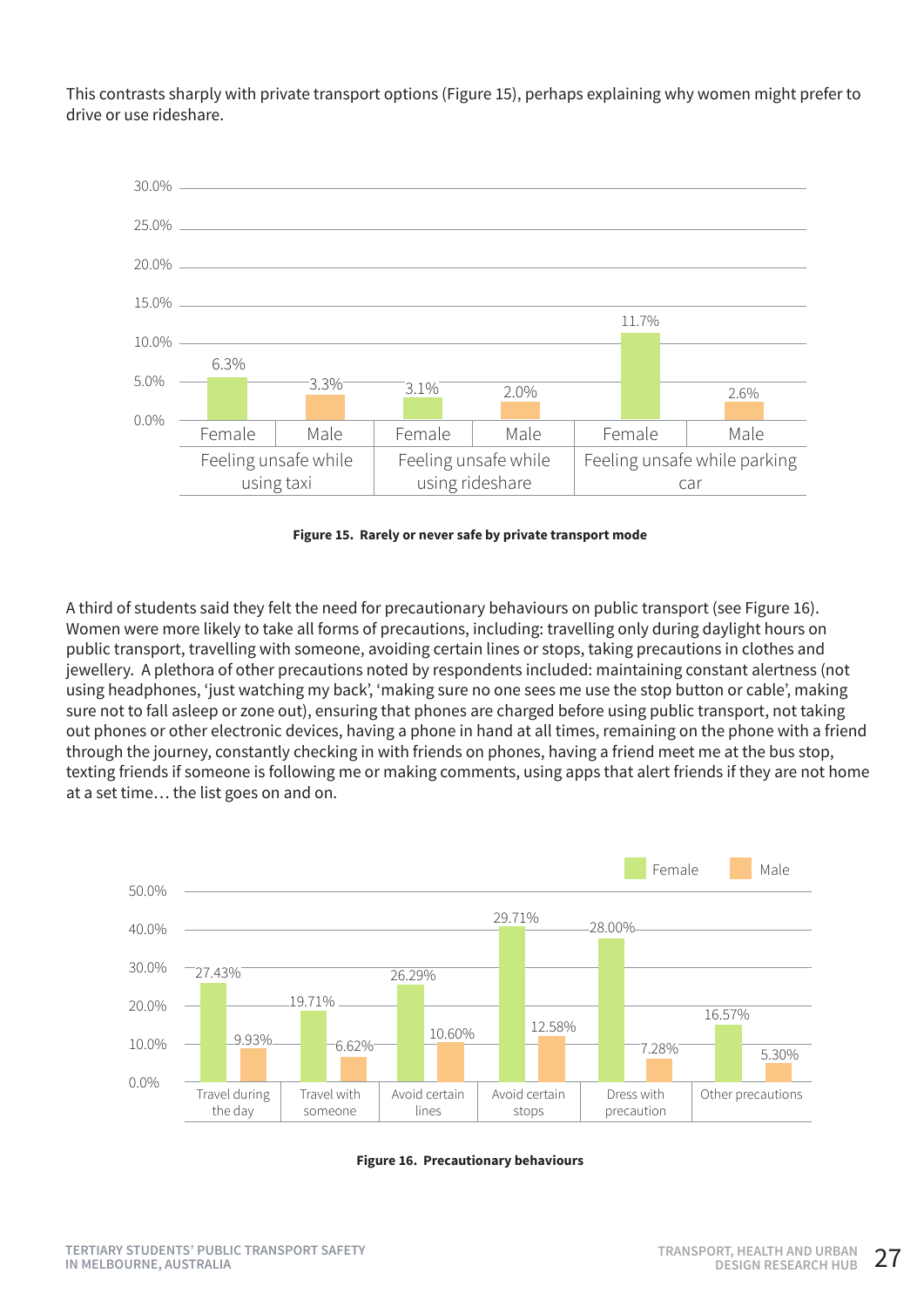This contrasts sharply with private transport options (Figure 15), perhaps explaining why women might prefer to drive or use rideshare.

| | Feeling unsafe while using taxi | | Feeling unsafe while using rideshare | | Feeling unsafe while parking car | |
|---|---|---|---|---|---|---|
| | Female | Male | Female | Male | Female | Male |
| Rarely or never safe | 6.3% | 3.3% | 3.1% | 2.0% | 11.7% | 2.6% |

**Figure 15. Rarely or never safe by private transport mode**

A third of students said they felt the need for precautionary behaviours on public transport (see Figure 16). Women were more likely to take all forms of precautions, including: travelling only during daylight hours on public transport, travelling with someone, avoiding certain lines or stops, taking precautions in clothes and jewellery. A plethora of other precautions noted by respondents included: maintaining constant alertness (not using headphones, 'just watching my back', 'making sure no one sees me use the stop button or cable', making sure not to fall asleep or zone out), ensuring that phones are charged before using public transport, not taking out phones or other electronic devices, having a phone in hand at all times, remaining on the phone with a friend through the journey, constantly checking in with friends on phones, having a friend meet me at the bus stop, texting friends if someone is following me or making comments, using apps that alert friends if they are not home at a set time… the list goes on and on.

| | Female | Male |
|---|---|---|
| Travel during the day | 27.43% | 9.93% |
| Travel with someone | 19.71% | 6.62% |
| Avoid certain lines | 26.29% | 10.60% |
| Avoid certain stops | 29.71% | 12.58% |
| Dress with precaution | 28.00% | 7.28% |
| Other precautions | 16.57% | 5.30% |

**Figure 16. Precautionary behaviours**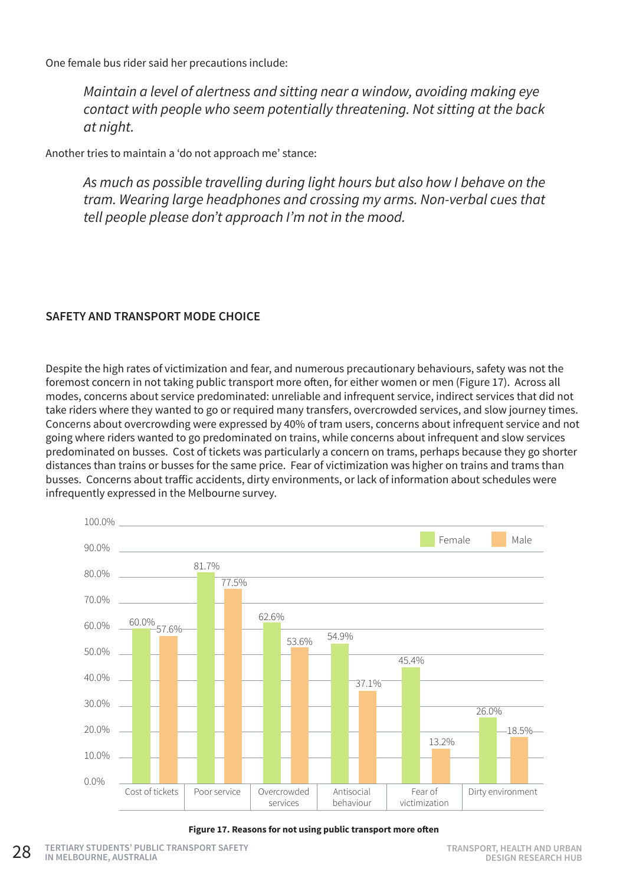One female bus rider said her precautions include:

> *Maintain a level of alertness and sitting near a window, avoiding making eye contact with people who seem potentially threatening. Not sitting at the back at night.*

Another tries to maintain a 'do not approach me' stance:

> *As much as possible travelling during light hours but also how I behave on the tram. Wearing large headphones and crossing my arms. Non-verbal cues that tell people please don't approach I'm not in the mood.*

## SAFETY AND TRANSPORT MODE CHOICE

Despite the high rates of victimization and fear, and numerous precautionary behaviours, safety was not the foremost concern in not taking public transport more often, for either women or men (Figure 17). Across all modes, concerns about service predominated: unreliable and infrequent service, indirect services that did not take riders where they wanted to go or required many transfers, overcrowded services, and slow journey times. Concerns about overcrowding were expressed by 40% of tram users, concerns about infrequent service and not going where riders wanted to go predominated on trains, while concerns about infrequent and slow services predominated on busses. Cost of tickets was particularly a concern on trams, perhaps because they go shorter distances than trains or busses for the same price. Fear of victimization was higher on trains and trams than busses. Concerns about traffic accidents, dirty environments, or lack of information about schedules were infrequently expressed in the Melbourne survey.

| | Female | Male |
|---|---|---|
| Cost of tickets | 60.0% | 57.6% |
| Poor service | 81.7% | 77.5% |
| Overcrowded services | 62.6% | 53.6% |
| Antisocial behaviour | 54.9% | 37.1% |
| Fear of victimization | 45.4% | 13.2% |
| Dirty environment | 26.0% | 18.5% |

**Figure 17. Reasons for not using public transport more often**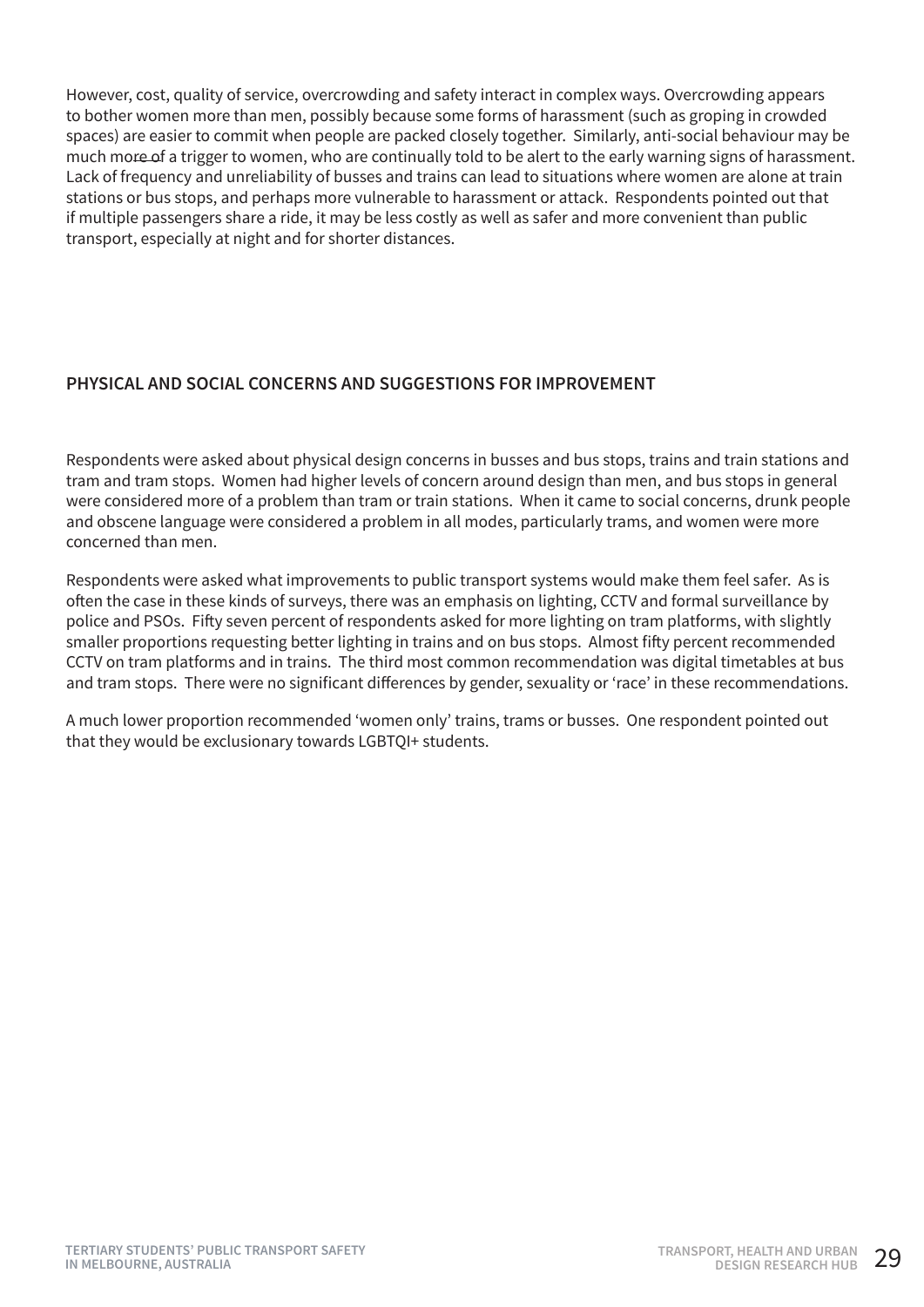However, cost, quality of service, overcrowding and safety interact in complex ways. Overcrowding appears to bother women more than men, possibly because some forms of harassment (such as groping in crowded spaces) are easier to commit when people are packed closely together. Similarly, anti-social behaviour may be much more of a trigger to women, who are continually told to be alert to the early warning signs of harassment. Lack of frequency and unreliability of busses and trains can lead to situations where women are alone at train stations or bus stops, and perhaps more vulnerable to harassment or attack. Respondents pointed out that if multiple passengers share a ride, it may be less costly as well as safer and more convenient than public transport, especially at night and for shorter distances.

## PHYSICAL AND SOCIAL CONCERNS AND SUGGESTIONS FOR IMPROVEMENT

Respondents were asked about physical design concerns in busses and bus stops, trains and train stations and tram and tram stops. Women had higher levels of concern around design than men, and bus stops in general were considered more of a problem than tram or train stations. When it came to social concerns, drunk people and obscene language were considered a problem in all modes, particularly trams, and women were more concerned than men.

Respondents were asked what improvements to public transport systems would make them feel safer. As is often the case in these kinds of surveys, there was an emphasis on lighting, CCTV and formal surveillance by police and PSOs. Fifty seven percent of respondents asked for more lighting on tram platforms, with slightly smaller proportions requesting better lighting in trains and on bus stops. Almost fifty percent recommended CCTV on tram platforms and in trains. The third most common recommendation was digital timetables at bus and tram stops. There were no significant differences by gender, sexuality or 'race' in these recommendations.

A much lower proportion recommended 'women only' trains, trams or busses. One respondent pointed out that they would be exclusionary towards LGBTQI+ students.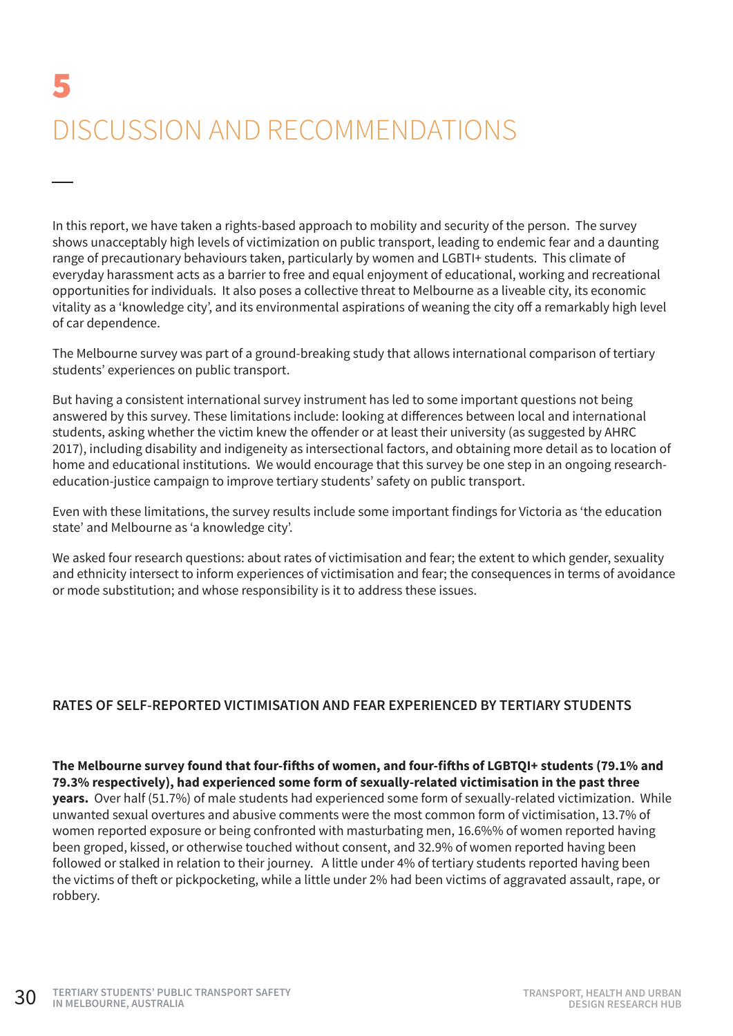# 5

# DISCUSSION AND RECOMMENDATIONS

In this report, we have taken a rights-based approach to mobility and security of the person. The survey shows unacceptably high levels of victimization on public transport, leading to endemic fear and a daunting range of precautionary behaviours taken, particularly by women and LGBTI+ students. This climate of everyday harassment acts as a barrier to free and equal enjoyment of educational, working and recreational opportunities for individuals. It also poses a collective threat to Melbourne as a liveable city, its economic vitality as a 'knowledge city', and its environmental aspirations of weaning the city off a remarkably high level of car dependence.

The Melbourne survey was part of a ground-breaking study that allows international comparison of tertiary students' experiences on public transport.

But having a consistent international survey instrument has led to some important questions not being answered by this survey. These limitations include: looking at differences between local and international students, asking whether the victim knew the offender or at least their university (as suggested by AHRC 2017), including disability and indigeneity as intersectional factors, and obtaining more detail as to location of home and educational institutions. We would encourage that this survey be one step in an ongoing research-education-justice campaign to improve tertiary students' safety on public transport.

Even with these limitations, the survey results include some important findings for Victoria as 'the education state' and Melbourne as 'a knowledge city'.

We asked four research questions: about rates of victimisation and fear; the extent to which gender, sexuality and ethnicity intersect to inform experiences of victimisation and fear; the consequences in terms of avoidance or mode substitution; and whose responsibility is it to address these issues.

## RATES OF SELF-REPORTED VICTIMISATION AND FEAR EXPERIENCED BY TERTIARY STUDENTS

**The Melbourne survey found that four-fifths of women, and four-fifths of LGBTQI+ students (79.1% and 79.3% respectively), had experienced some form of sexually-related victimisation in the past three years.** Over half (51.7%) of male students had experienced some form of sexually-related victimization. While unwanted sexual overtures and abusive comments were the most common form of victimisation, 13.7% of women reported exposure or being confronted with masturbating men, 16.6%% of women reported having been groped, kissed, or otherwise touched without consent, and 32.9% of women reported having been followed or stalked in relation to their journey. A little under 4% of tertiary students reported having been the victims of theft or pickpocketing, while a little under 2% had been victims of aggravated assault, rape, or robbery.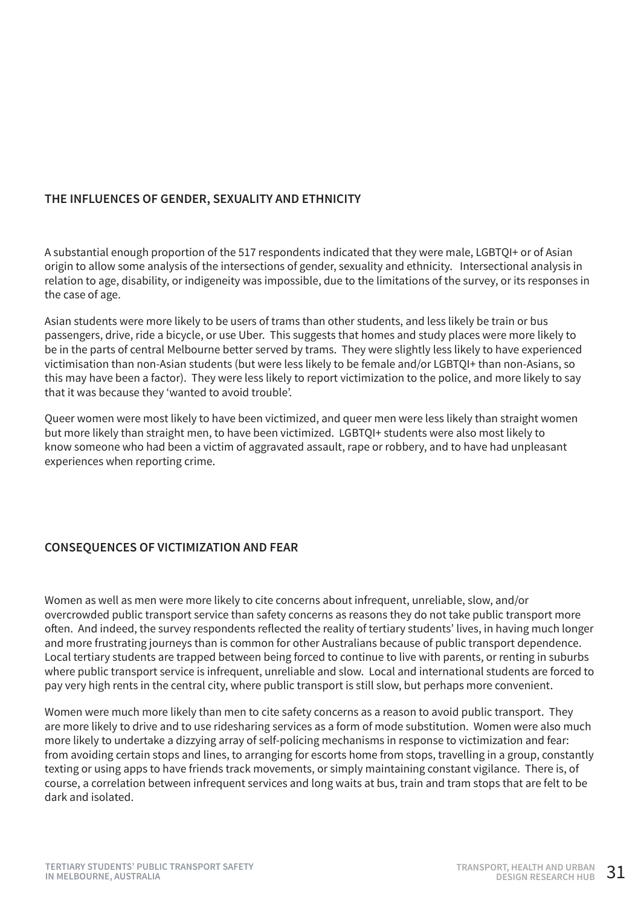## THE INFLUENCES OF GENDER, SEXUALITY AND ETHNICITY

A substantial enough proportion of the 517 respondents indicated that they were male, LGBTQI+ or of Asian origin to allow some analysis of the intersections of gender, sexuality and ethnicity. Intersectional analysis in relation to age, disability, or indigeneity was impossible, due to the limitations of the survey, or its responses in the case of age.

Asian students were more likely to be users of trams than other students, and less likely be train or bus passengers, drive, ride a bicycle, or use Uber. This suggests that homes and study places were more likely to be in the parts of central Melbourne better served by trams. They were slightly less likely to have experienced victimisation than non-Asian students (but were less likely to be female and/or LGBTQI+ than non-Asians, so this may have been a factor). They were less likely to report victimization to the police, and more likely to say that it was because they 'wanted to avoid trouble'.

Queer women were most likely to have been victimized, and queer men were less likely than straight women but more likely than straight men, to have been victimized. LGBTQI+ students were also most likely to know someone who had been a victim of aggravated assault, rape or robbery, and to have had unpleasant experiences when reporting crime.

## CONSEQUENCES OF VICTIMIZATION AND FEAR

Women as well as men were more likely to cite concerns about infrequent, unreliable, slow, and/or overcrowded public transport service than safety concerns as reasons they do not take public transport more often. And indeed, the survey respondents reflected the reality of tertiary students' lives, in having much longer and more frustrating journeys than is common for other Australians because of public transport dependence. Local tertiary students are trapped between being forced to continue to live with parents, or renting in suburbs where public transport service is infrequent, unreliable and slow. Local and international students are forced to pay very high rents in the central city, where public transport is still slow, but perhaps more convenient.

Women were much more likely than men to cite safety concerns as a reason to avoid public transport. They are more likely to drive and to use ridesharing services as a form of mode substitution. Women were also much more likely to undertake a dizzying array of self-policing mechanisms in response to victimization and fear: from avoiding certain stops and lines, to arranging for escorts home from stops, travelling in a group, constantly texting or using apps to have friends track movements, or simply maintaining constant vigilance. There is, of course, a correlation between infrequent services and long waits at bus, train and tram stops that are felt to be dark and isolated.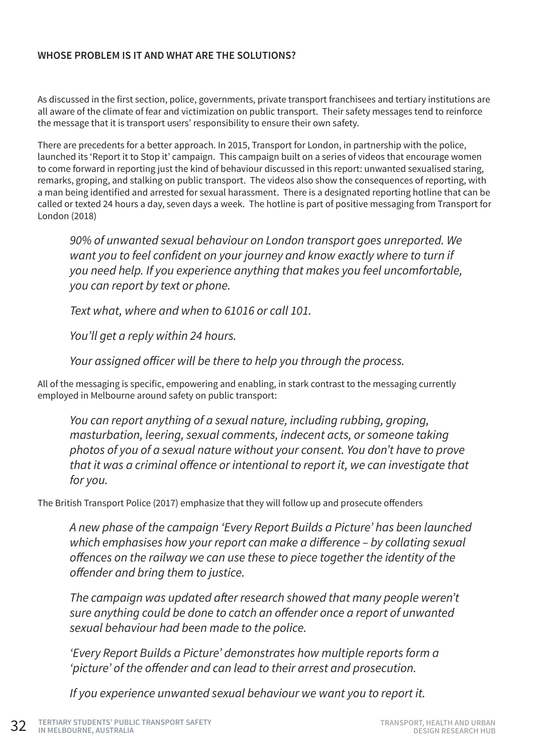**WHOSE PROBLEM IS IT AND WHAT ARE THE SOLUTIONS?**

As discussed in the first section, police, governments, private transport franchisees and tertiary institutions are all aware of the climate of fear and victimization on public transport. Their safety messages tend to reinforce the message that it is transport users' responsibility to ensure their own safety.

There are precedents for a better approach. In 2015, Transport for London, in partnership with the police, launched its 'Report it to Stop it' campaign. This campaign built on a series of videos that encourage women to come forward in reporting just the kind of behaviour discussed in this report: unwanted sexualised staring, remarks, groping, and stalking on public transport. The videos also show the consequences of reporting, with a man being identified and arrested for sexual harassment. There is a designated reporting hotline that can be called or texted 24 hours a day, seven days a week. The hotline is part of positive messaging from Transport for London (2018)

> *90% of unwanted sexual behaviour on London transport goes unreported. We want you to feel confident on your journey and know exactly where to turn if you need help. If you experience anything that makes you feel uncomfortable, you can report by text or phone.*
>
> *Text what, where and when to 61016 or call 101.*
>
> *You'll get a reply within 24 hours.*
>
> *Your assigned officer will be there to help you through the process.*

All of the messaging is specific, empowering and enabling, in stark contrast to the messaging currently employed in Melbourne around safety on public transport:

> *You can report anything of a sexual nature, including rubbing, groping, masturbation, leering, sexual comments, indecent acts, or someone taking photos of you of a sexual nature without your consent. You don't have to prove that it was a criminal offence or intentional to report it, we can investigate that for you.*

The British Transport Police (2017) emphasize that they will follow up and prosecute offenders

> *A new phase of the campaign 'Every Report Builds a Picture' has been launched which emphasises how your report can make a difference – by collating sexual offences on the railway we can use these to piece together the identity of the offender and bring them to justice.*
>
> *The campaign was updated after research showed that many people weren't sure anything could be done to catch an offender once a report of unwanted sexual behaviour had been made to the police.*
>
> *'Every Report Builds a Picture' demonstrates how multiple reports form a 'picture' of the offender and can lead to their arrest and prosecution.*
>
> *If you experience unwanted sexual behaviour we want you to report it.*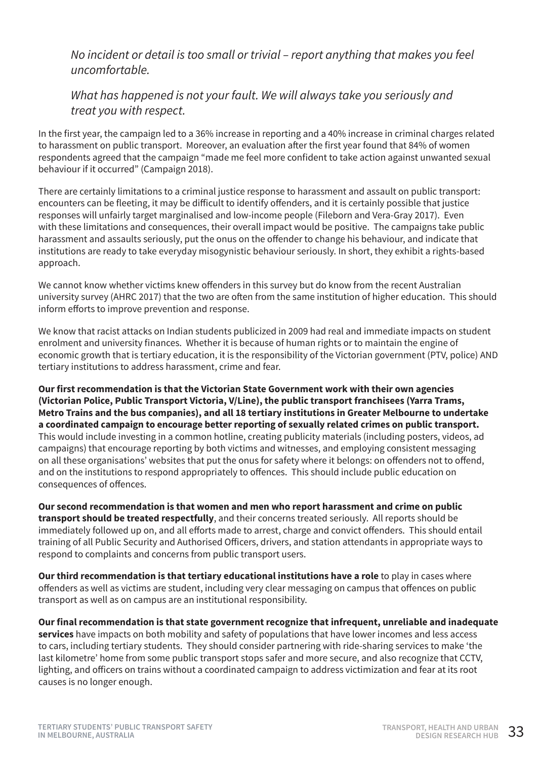*No incident or detail is too small or trivial – report anything that makes you feel uncomfortable.*

*What has happened is not your fault. We will always take you seriously and treat you with respect.*

In the first year, the campaign led to a 36% increase in reporting and a 40% increase in criminal charges related to harassment on public transport. Moreover, an evaluation after the first year found that 84% of women respondents agreed that the campaign "made me feel more confident to take action against unwanted sexual behaviour if it occurred" (Campaign 2018).

There are certainly limitations to a criminal justice response to harassment and assault on public transport: encounters can be fleeting, it may be difficult to identify offenders, and it is certainly possible that justice responses will unfairly target marginalised and low-income people (Fileborn and Vera-Gray 2017). Even with these limitations and consequences, their overall impact would be positive. The campaigns take public harassment and assaults seriously, put the onus on the offender to change his behaviour, and indicate that institutions are ready to take everyday misogynistic behaviour seriously. In short, they exhibit a rights-based approach.

We cannot know whether victims knew offenders in this survey but do know from the recent Australian university survey (AHRC 2017) that the two are often from the same institution of higher education. This should inform efforts to improve prevention and response.

We know that racist attacks on Indian students publicized in 2009 had real and immediate impacts on student enrolment and university finances. Whether it is because of human rights or to maintain the engine of economic growth that is tertiary education, it is the responsibility of the Victorian government (PTV, police) AND tertiary institutions to address harassment, crime and fear.

**Our first recommendation is that the Victorian State Government work with their own agencies (Victorian Police, Public Transport Victoria, V/Line), the public transport franchisees (Yarra Trams, Metro Trains and the bus companies), and all 18 tertiary institutions in Greater Melbourne to undertake a coordinated campaign to encourage better reporting of sexually related crimes on public transport.** This would include investing in a common hotline, creating publicity materials (including posters, videos, ad campaigns) that encourage reporting by both victims and witnesses, and employing consistent messaging on all these organisations' websites that put the onus for safety where it belongs: on offenders not to offend, and on the institutions to respond appropriately to offences. This should include public education on consequences of offences.

**Our second recommendation is that women and men who report harassment and crime on public transport should be treated respectfully**, and their concerns treated seriously. All reports should be immediately followed up on, and all efforts made to arrest, charge and convict offenders. This should entail training of all Public Security and Authorised Officers, drivers, and station attendants in appropriate ways to respond to complaints and concerns from public transport users.

**Our third recommendation is that tertiary educational institutions have a role** to play in cases where offenders as well as victims are student, including very clear messaging on campus that offences on public transport as well as on campus are an institutional responsibility.

**Our final recommendation is that state government recognize that infrequent, unreliable and inadequate services** have impacts on both mobility and safety of populations that have lower incomes and less access to cars, including tertiary students. They should consider partnering with ride-sharing services to make 'the last kilometre' home from some public transport stops safer and more secure, and also recognize that CCTV, lighting, and officers on trains without a coordinated campaign to address victimization and fear at its root causes is no longer enough.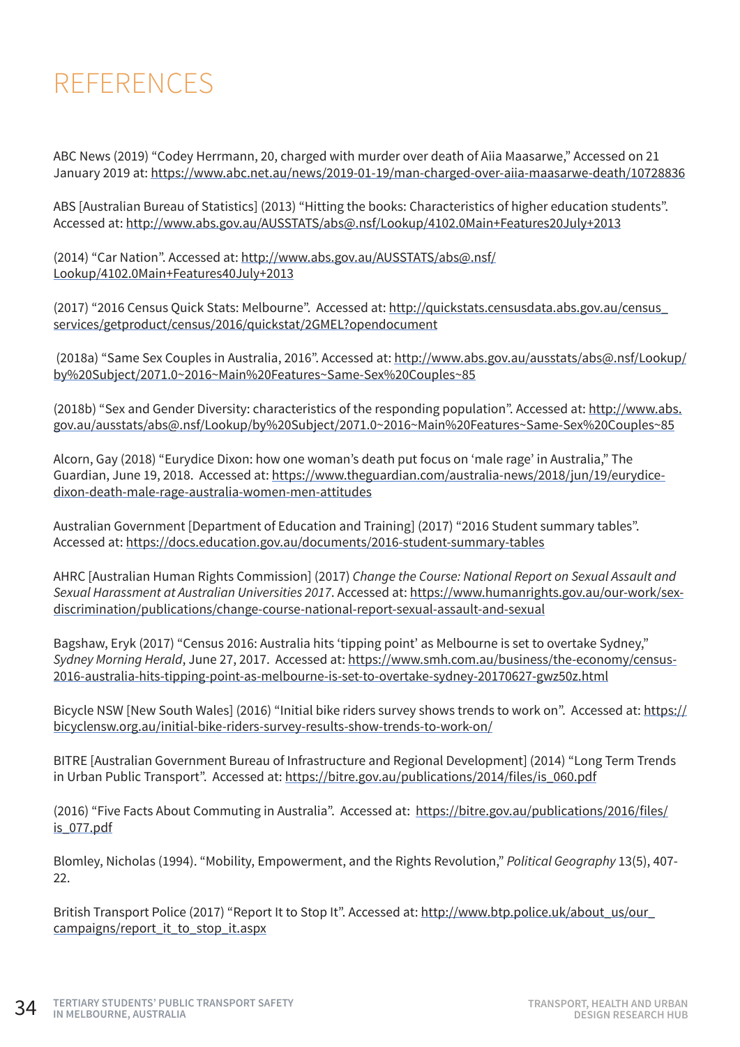# REFERENCES

ABC News (2019) "Codey Herrmann, 20, charged with murder over death of Aiia Maasarwe," Accessed on 21 January 2019 at: https://www.abc.net.au/news/2019-01-19/man-charged-over-aiia-maasarwe-death/10728836

ABS [Australian Bureau of Statistics] (2013) "Hitting the books: Characteristics of higher education students". Accessed at: http://www.abs.gov.au/AUSSTATS/abs@.nsf/Lookup/4102.0Main+Features20July+2013

(2014) "Car Nation". Accessed at: http://www.abs.gov.au/AUSSTATS/abs@.nsf/Lookup/4102.0Main+Features40July+2013

(2017) "2016 Census Quick Stats: Melbourne". Accessed at: http://quickstats.censusdata.abs.gov.au/census_services/getproduct/census/2016/quickstat/2GMEL?opendocument

(2018a) "Same Sex Couples in Australia, 2016". Accessed at: http://www.abs.gov.au/ausstats/abs@.nsf/Lookup/by%20Subject/2071.0~2016~Main%20Features~Same-Sex%20Couples~85

(2018b) "Sex and Gender Diversity: characteristics of the responding population". Accessed at: http://www.abs.gov.au/ausstats/abs@.nsf/Lookup/by%20Subject/2071.0~2016~Main%20Features~Same-Sex%20Couples~85

Alcorn, Gay (2018) "Eurydice Dixon: how one woman's death put focus on 'male rage' in Australia," The Guardian, June 19, 2018. Accessed at: https://www.theguardian.com/australia-news/2018/jun/19/eurydice-dixon-death-male-rage-australia-women-men-attitudes

Australian Government [Department of Education and Training] (2017) "2016 Student summary tables". Accessed at: https://docs.education.gov.au/documents/2016-student-summary-tables

AHRC [Australian Human Rights Commission] (2017) *Change the Course: National Report on Sexual Assault and Sexual Harassment at Australian Universities 2017*. Accessed at: https://www.humanrights.gov.au/our-work/sex-discrimination/publications/change-course-national-report-sexual-assault-and-sexual

Bagshaw, Eryk (2017) "Census 2016: Australia hits 'tipping point' as Melbourne is set to overtake Sydney," *Sydney Morning Herald*, June 27, 2017. Accessed at: https://www.smh.com.au/business/the-economy/census-2016-australia-hits-tipping-point-as-melbourne-is-set-to-overtake-sydney-20170627-gwz50z.html

Bicycle NSW [New South Wales] (2016) "Initial bike riders survey shows trends to work on". Accessed at: https://bicyclensw.org.au/initial-bike-riders-survey-results-show-trends-to-work-on/

BITRE [Australian Government Bureau of Infrastructure and Regional Development] (2014) "Long Term Trends in Urban Public Transport". Accessed at: https://bitre.gov.au/publications/2014/files/is_060.pdf

(2016) "Five Facts About Commuting in Australia". Accessed at: https://bitre.gov.au/publications/2016/files/is_077.pdf

Blomley, Nicholas (1994). "Mobility, Empowerment, and the Rights Revolution," *Political Geography* 13(5), 407-22.

British Transport Police (2017) "Report It to Stop It". Accessed at: http://www.btp.police.uk/about_us/our_campaigns/report_it_to_stop_it.aspx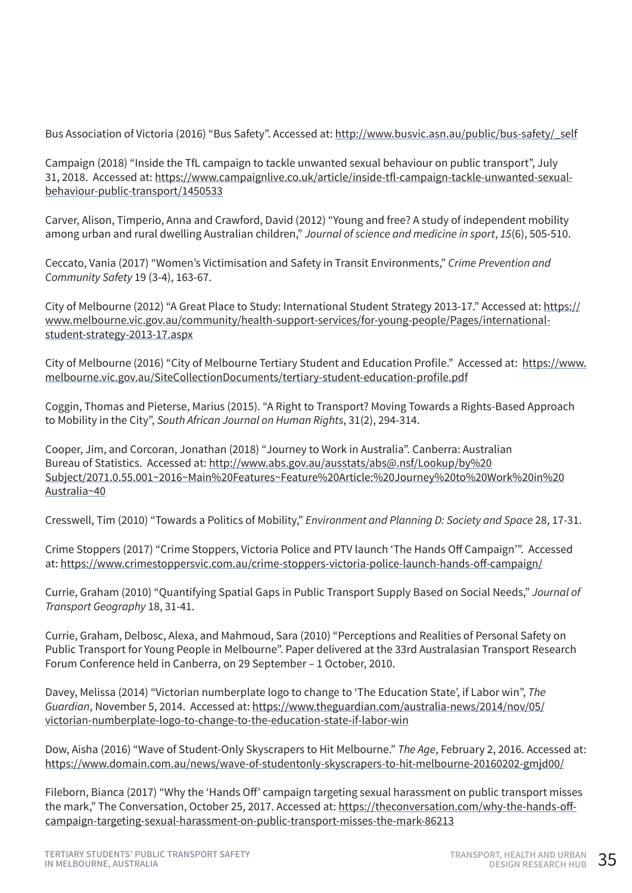Bus Association of Victoria (2016) "Bus Safety". Accessed at: http://www.busvic.asn.au/public/bus-safety/_self

Campaign (2018) "Inside the TfL campaign to tackle unwanted sexual behaviour on public transport", July 31, 2018. Accessed at: https://www.campaignlive.co.uk/article/inside-tfl-campaign-tackle-unwanted-sexual-behaviour-public-transport/1450533

Carver, Alison, Timperio, Anna and Crawford, David (2012) "Young and free? A study of independent mobility among urban and rural dwelling Australian children," *Journal of science and medicine in sport*, *15*(6), 505-510.

Ceccato, Vania (2017) "Women's Victimisation and Safety in Transit Environments," *Crime Prevention and Community Safety* 19 (3-4), 163-67.

City of Melbourne (2012) "A Great Place to Study: International Student Strategy 2013-17." Accessed at: https://www.melbourne.vic.gov.au/community/health-support-services/for-young-people/Pages/international-student-strategy-2013-17.aspx

City of Melbourne (2016) "City of Melbourne Tertiary Student and Education Profile." Accessed at: https://www.melbourne.vic.gov.au/SiteCollectionDocuments/tertiary-student-education-profile.pdf

Coggin, Thomas and Pieterse, Marius (2015). "A Right to Transport? Moving Towards a Rights-Based Approach to Mobility in the City", *South African Journal on Human Rights*, 31(2), 294-314.

Cooper, Jim, and Corcoran, Jonathan (2018) "Journey to Work in Australia". Canberra: Australian Bureau of Statistics. Accessed at: http://www.abs.gov.au/ausstats/abs@.nsf/Lookup/by%20Subject/2071.0.55.001~2016~Main%20Features~Feature%20Article:%20Journey%20to%20Work%20in%20Australia~40

Cresswell, Tim (2010) "Towards a Politics of Mobility," *Environment and Planning D: Society and Space* 28, 17-31.

Crime Stoppers (2017) "Crime Stoppers, Victoria Police and PTV launch 'The Hands Off Campaign'". Accessed at: https://www.crimestoppersvic.com.au/crime-stoppers-victoria-police-launch-hands-off-campaign/

Currie, Graham (2010) "Quantifying Spatial Gaps in Public Transport Supply Based on Social Needs," *Journal of Transport Geography* 18, 31-41.

Currie, Graham, Delbosc, Alexa, and Mahmoud, Sara (2010) "Perceptions and Realities of Personal Safety on Public Transport for Young People in Melbourne". Paper delivered at the 33rd Australasian Transport Research Forum Conference held in Canberra, on 29 September – 1 October, 2010.

Davey, Melissa (2014) "Victorian numberplate logo to change to 'The Education State', if Labor win", *The Guardian*, November 5, 2014. Accessed at: https://www.theguardian.com/australia-news/2014/nov/05/victorian-numberplate-logo-to-change-to-the-education-state-if-labor-win

Dow, Aisha (2016) "Wave of Student-Only Skyscrapers to Hit Melbourne." *The Age*, February 2, 2016. Accessed at: https://www.domain.com.au/news/wave-of-studentonly-skyscrapers-to-hit-melbourne-20160202-gmjd00/

Fileborn, Bianca (2017) "Why the 'Hands Off' campaign targeting sexual harassment on public transport misses the mark," The Conversation, October 25, 2017. Accessed at: https://theconversation.com/why-the-hands-off-campaign-targeting-sexual-harassment-on-public-transport-misses-the-mark-86213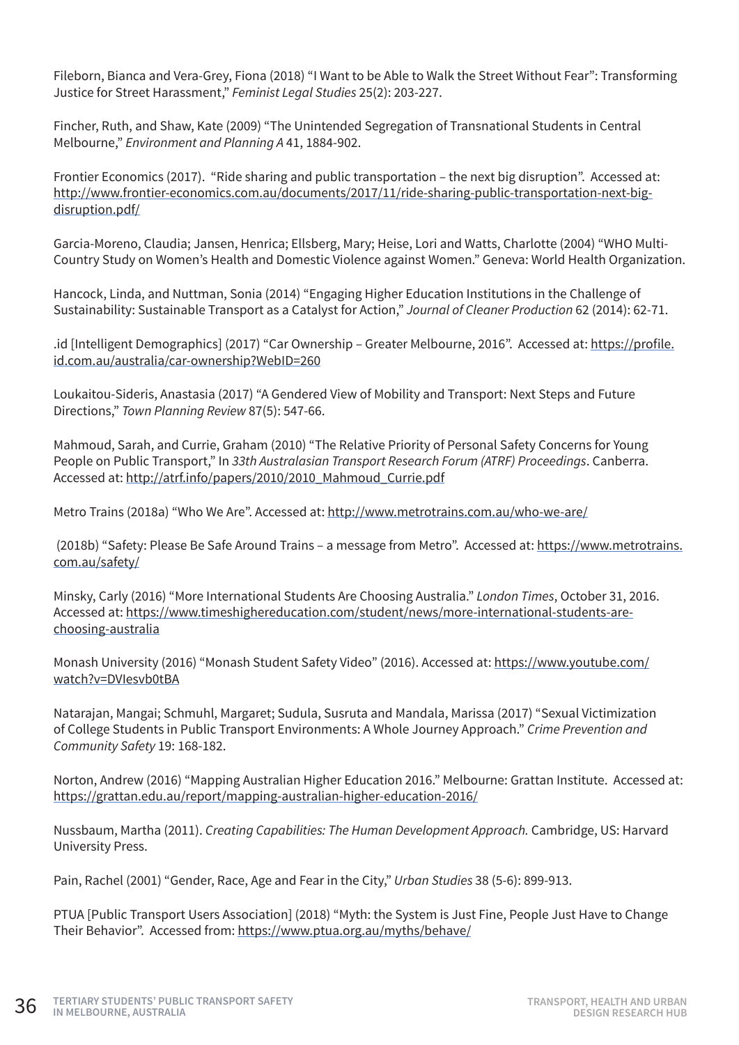Fileborn, Bianca and Vera-Grey, Fiona (2018) "I Want to be Able to Walk the Street Without Fear": Transforming Justice for Street Harassment," *Feminist Legal Studies* 25(2): 203-227.

Fincher, Ruth, and Shaw, Kate (2009) "The Unintended Segregation of Transnational Students in Central Melbourne," *Environment and Planning A* 41, 1884-902.

Frontier Economics (2017). "Ride sharing and public transportation – the next big disruption". Accessed at: http://www.frontier-economics.com.au/documents/2017/11/ride-sharing-public-transportation-next-big-disruption.pdf/

Garcia-Moreno, Claudia; Jansen, Henrica; Ellsberg, Mary; Heise, Lori and Watts, Charlotte (2004) "WHO Multi-Country Study on Women's Health and Domestic Violence against Women." Geneva: World Health Organization.

Hancock, Linda, and Nuttman, Sonia (2014) "Engaging Higher Education Institutions in the Challenge of Sustainability: Sustainable Transport as a Catalyst for Action," *Journal of Cleaner Production* 62 (2014): 62-71.

.id [Intelligent Demographics] (2017) "Car Ownership – Greater Melbourne, 2016". Accessed at: https://profile.id.com.au/australia/car-ownership?WebID=260

Loukaitou-Sideris, Anastasia (2017) "A Gendered View of Mobility and Transport: Next Steps and Future Directions," *Town Planning Review* 87(5): 547-66.

Mahmoud, Sarah, and Currie, Graham (2010) "The Relative Priority of Personal Safety Concerns for Young People on Public Transport," In *33th Australasian Transport Research Forum (ATRF) Proceedings*. Canberra. Accessed at: http://atrf.info/papers/2010/2010_Mahmoud_Currie.pdf

Metro Trains (2018a) "Who We Are". Accessed at: http://www.metrotrains.com.au/who-we-are/

(2018b) "Safety: Please Be Safe Around Trains – a message from Metro". Accessed at: https://www.metrotrains.com.au/safety/

Minsky, Carly (2016) "More International Students Are Choosing Australia." *London Times*, October 31, 2016. Accessed at: https://www.timeshighereducation.com/student/news/more-international-students-are-choosing-australia

Monash University (2016) "Monash Student Safety Video" (2016). Accessed at: https://www.youtube.com/watch?v=DVIesvb0tBA

Natarajan, Mangai; Schmuhl, Margaret; Sudula, Susruta and Mandala, Marissa (2017) "Sexual Victimization of College Students in Public Transport Environments: A Whole Journey Approach." *Crime Prevention and Community Safety* 19: 168-182.

Norton, Andrew (2016) "Mapping Australian Higher Education 2016." Melbourne: Grattan Institute. Accessed at: https://grattan.edu.au/report/mapping-australian-higher-education-2016/

Nussbaum, Martha (2011). *Creating Capabilities: The Human Development Approach.* Cambridge, US: Harvard University Press.

Pain, Rachel (2001) "Gender, Race, Age and Fear in the City," *Urban Studies* 38 (5-6): 899-913.

PTUA [Public Transport Users Association] (2018) "Myth: the System is Just Fine, People Just Have to Change Their Behavior". Accessed from: https://www.ptua.org.au/myths/behave/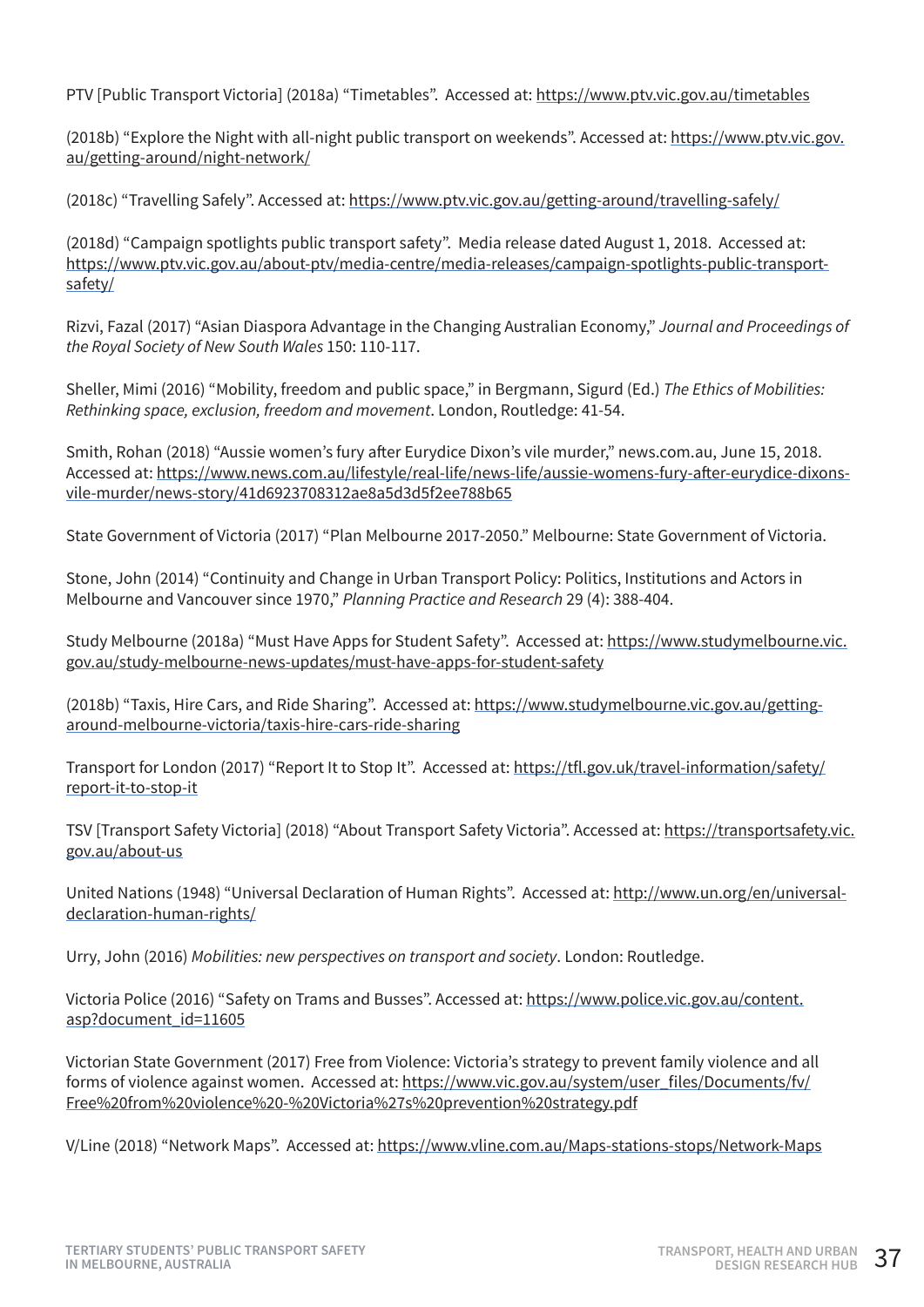PTV [Public Transport Victoria] (2018a) "Timetables". Accessed at: https://www.ptv.vic.gov.au/timetables

(2018b) "Explore the Night with all-night public transport on weekends". Accessed at: https://www.ptv.vic.gov.au/getting-around/night-network/

(2018c) "Travelling Safely". Accessed at: https://www.ptv.vic.gov.au/getting-around/travelling-safely/

(2018d) "Campaign spotlights public transport safety". Media release dated August 1, 2018. Accessed at: https://www.ptv.vic.gov.au/about-ptv/media-centre/media-releases/campaign-spotlights-public-transport-safety/

Rizvi, Fazal (2017) "Asian Diaspora Advantage in the Changing Australian Economy," *Journal and Proceedings of the Royal Society of New South Wales* 150: 110-117.

Sheller, Mimi (2016) "Mobility, freedom and public space," in Bergmann, Sigurd (Ed.) *The Ethics of Mobilities: Rethinking space, exclusion, freedom and movement*. London, Routledge: 41-54.

Smith, Rohan (2018) "Aussie women's fury after Eurydice Dixon's vile murder," news.com.au, June 15, 2018. Accessed at: https://www.news.com.au/lifestyle/real-life/news-life/aussie-womens-fury-after-eurydice-dixons-vile-murder/news-story/41d6923708312ae8a5d3d5f2ee788b65

State Government of Victoria (2017) "Plan Melbourne 2017-2050." Melbourne: State Government of Victoria.

Stone, John (2014) "Continuity and Change in Urban Transport Policy: Politics, Institutions and Actors in Melbourne and Vancouver since 1970," *Planning Practice and Research* 29 (4): 388-404.

Study Melbourne (2018a) "Must Have Apps for Student Safety". Accessed at: https://www.studymelbourne.vic.gov.au/study-melbourne-news-updates/must-have-apps-for-student-safety

(2018b) "Taxis, Hire Cars, and Ride Sharing". Accessed at: https://www.studymelbourne.vic.gov.au/getting-around-melbourne-victoria/taxis-hire-cars-ride-sharing

Transport for London (2017) "Report It to Stop It". Accessed at: https://tfl.gov.uk/travel-information/safety/report-it-to-stop-it

TSV [Transport Safety Victoria] (2018) "About Transport Safety Victoria". Accessed at: https://transportsafety.vic.gov.au/about-us

United Nations (1948) "Universal Declaration of Human Rights". Accessed at: http://www.un.org/en/universal-declaration-human-rights/

Urry, John (2016) *Mobilities: new perspectives on transport and society*. London: Routledge.

Victoria Police (2016) "Safety on Trams and Busses". Accessed at: https://www.police.vic.gov.au/content.asp?document_id=11605

Victorian State Government (2017) Free from Violence: Victoria's strategy to prevent family violence and all forms of violence against women. Accessed at: https://www.vic.gov.au/system/user_files/Documents/fv/Free%20from%20violence%20-%20Victoria%27s%20prevention%20strategy.pdf

V/Line (2018) "Network Maps". Accessed at: https://www.vline.com.au/Maps-stations-stops/Network-Maps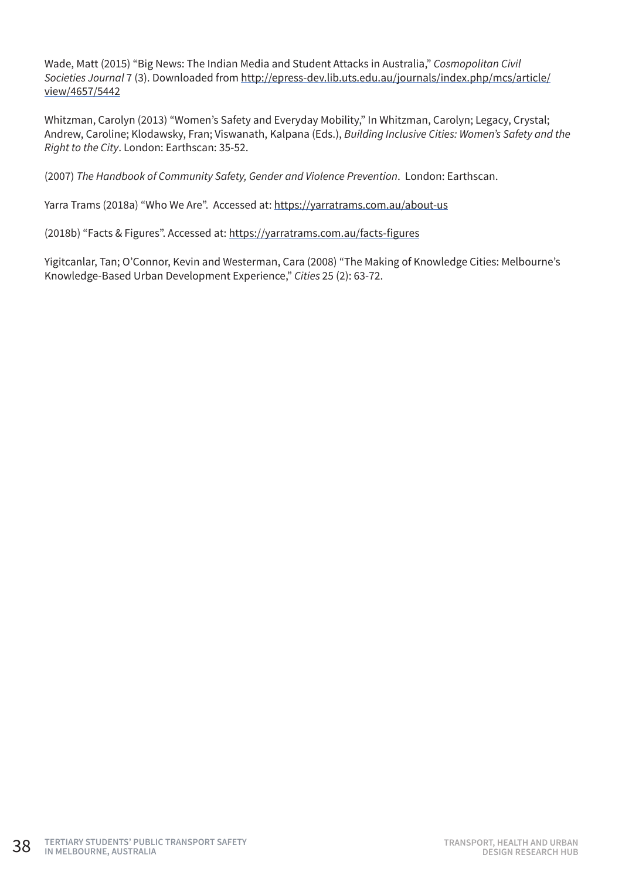Wade, Matt (2015) "Big News: The Indian Media and Student Attacks in Australia," *Cosmopolitan Civil Societies Journal* 7 (3). Downloaded from http://epress-dev.lib.uts.edu.au/journals/index.php/mcs/article/view/4657/5442

Whitzman, Carolyn (2013) "Women's Safety and Everyday Mobility," In Whitzman, Carolyn; Legacy, Crystal; Andrew, Caroline; Klodawsky, Fran; Viswanath, Kalpana (Eds.), *Building Inclusive Cities: Women's Safety and the Right to the City*. London: Earthscan: 35-52.

(2007) *The Handbook of Community Safety, Gender and Violence Prevention*. London: Earthscan.

Yarra Trams (2018a) "Who We Are". Accessed at: https://yarratrams.com.au/about-us

(2018b) "Facts & Figures". Accessed at: https://yarratrams.com.au/facts-figures

Yigitcanlar, Tan; O'Connor, Kevin and Westerman, Cara (2008) "The Making of Knowledge Cities: Melbourne's Knowledge-Based Urban Development Experience," *Cities* 25 (2): 63-72.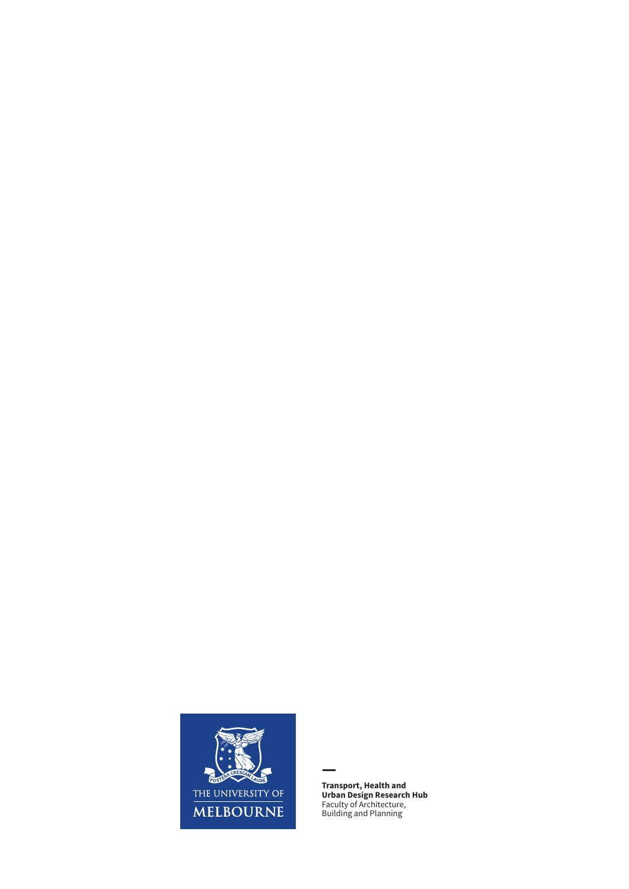**Transport, Health and Urban Design Research Hub**
Faculty of Architecture, Building and Planning